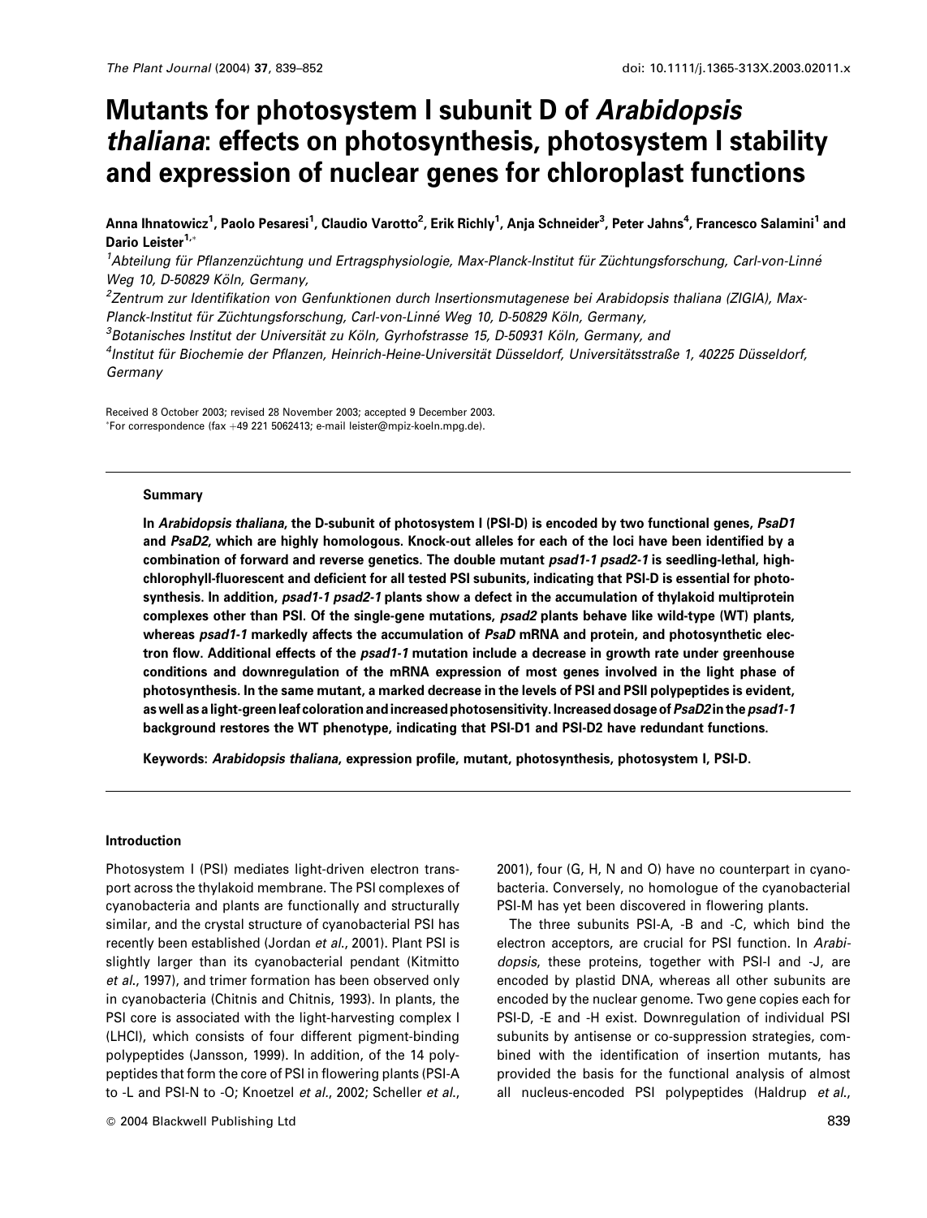# Mutants for photosystem I subunit D of *Arabidopsis thaliana*: effects on photosynthesis, photosystem I stability and expression of nuclear genes for chloroplast functions

**Anna Ihnatowicz[1], Paolo Pesaresi[1], Claudio Varotto[2], Erik Richly[1], Anja Schneider[3], Peter Jahns[4], Francesco Salamini[1] and Dario Leister[1,*]**

[1]*Abteilung für Pflanzenzüchtung und Ertragsphysiologie, Max-Planck-Institut für Züchtungsforschung, Carl-von-Linné Weg 10, D-50829 Köln, Germany,*

[2]*Zentrum zur Identifikation von Genfunktionen durch Insertionsmutagenese bei Arabidopsis thaliana (ZIGIA), Max-Planck-Institut für Züchtungsforschung, Carl-von-Linné Weg 10, D-50829 Köln, Germany,*

[3]*Botanisches Institut der Universität zu Köln, Gyrhofstrasse 15, D-50931 Köln, Germany, and*

[4]*Institut für Biochemie der Pflanzen, Heinrich-Heine-Universität Düsseldorf, Universitätsstraße 1, 40225 Düsseldorf, Germany*

Received 8 October 2003; revised 28 November 2003; accepted 9 December 2003.
*For correspondence (fax +49 221 5062413; e-mail leister@mpiz-koeln.mpg.de).

## Summary

**In *Arabidopsis thaliana*, the D-subunit of photosystem I (PSI-D) is encoded by two functional genes, *PsaD1* and *PsaD2*, which are highly homologous. Knock-out alleles for each of the loci have been identified by a combination of forward and reverse genetics. The double mutant *psad1-1 psad2-1* is seedling-lethal, high-chlorophyll-fluorescent and deficient for all tested PSI subunits, indicating that PSI-D is essential for photosynthesis. In addition, *psad1-1 psad2-1* plants show a defect in the accumulation of thylakoid multiprotein complexes other than PSI. Of the single-gene mutations, *psad2* plants behave like wild-type (WT) plants, whereas *psad1-1* markedly affects the accumulation of *PsaD* mRNA and protein, and photosynthetic electron flow. Additional effects of the *psad1-1* mutation include a decrease in growth rate under greenhouse conditions and downregulation of the mRNA expression of most genes involved in the light phase of photosynthesis. In the same mutant, a marked decrease in the levels of PSI and PSII polypeptides is evident, as well as a light-green leaf coloration and increased photosensitivity. Increased dosage of *PsaD2* in the *psad1-1* background restores the WT phenotype, indicating that PSI-D1 and PSI-D2 have redundant functions.**

**Keywords: *Arabidopsis thaliana*, expression profile, mutant, photosynthesis, photosystem I, PSI-D.**

## Introduction

Photosystem I (PSI) mediates light-driven electron transport across the thylakoid membrane. The PSI complexes of cyanobacteria and plants are functionally and structurally similar, and the crystal structure of cyanobacterial PSI has recently been established (Jordan *et al.*, 2001). Plant PSI is slightly larger than its cyanobacterial pendant (Kitmitto *et al.*, 1997), and trimer formation has been observed only in cyanobacteria (Chitnis and Chitnis, 1993). In plants, the PSI core is associated with the light-harvesting complex I (LHCI), which consists of four different pigment-binding polypeptides (Jansson, 1999). In addition, of the 14 polypeptides that form the core of PSI in flowering plants (PSI-A to -L and PSI-N to -O; Knoetzel *et al.*, 2002; Scheller *et al.*, 2001), four (G, H, N and O) have no counterpart in cyanobacteria. Conversely, no homologue of the cyanobacterial PSI-M has yet been discovered in flowering plants.

The three subunits PSI-A, -B and -C, which bind the electron acceptors, are crucial for PSI function. In *Arabidopsis*, these proteins, together with PSI-I and -J, are encoded by plastid DNA, whereas all other subunits are encoded by the nuclear genome. Two gene copies each for PSI-D, -E and -H exist. Downregulation of individual PSI subunits by antisense or co-suppression strategies, combined with the identification of insertion mutants, has provided the basis for the functional analysis of almost all nucleus-encoded PSI polypeptides (Haldrup *et al.*,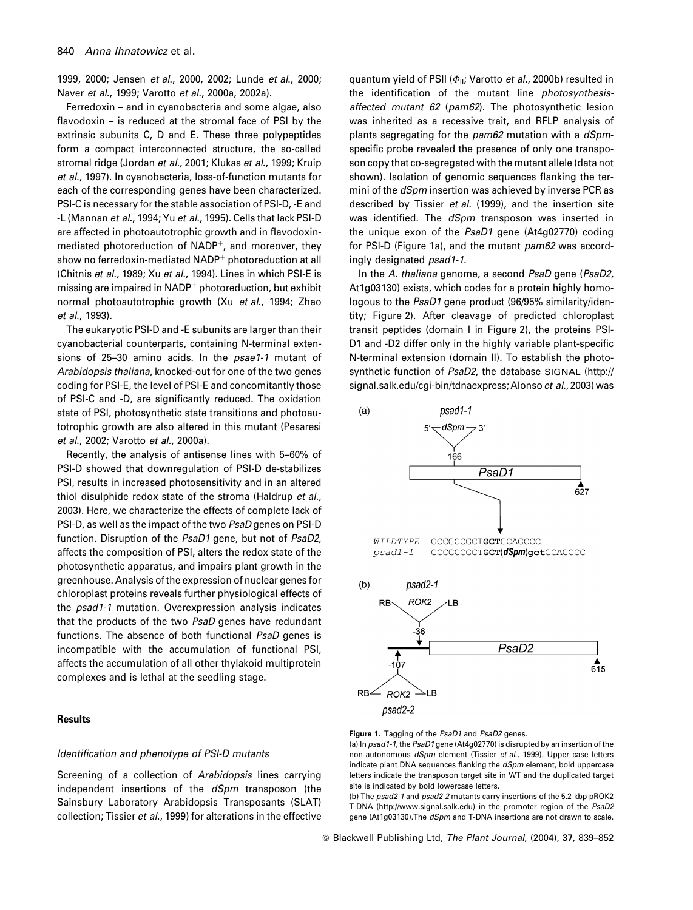1999, 2000; Jensen *et al.*, 2000, 2002; Lunde *et al.*, 2000; Naver *et al.*, 1999; Varotto *et al.*, 2000a, 2002a).

Ferredoxin – and in cyanobacteria and some algae, also flavodoxin – is reduced at the stromal face of PSI by the extrinsic subunits C, D and E. These three polypeptides form a compact interconnected structure, the so-called stromal ridge (Jordan *et al.*, 2001; Klukas *et al.*, 1999; Kruip *et al.*, 1997). In cyanobacteria, loss-of-function mutants for each of the corresponding genes have been characterized. PSI-C is necessary for the stable association of PSI-D, -E and -L (Mannan *et al.*, 1994; Yu *et al.*, 1995). Cells that lack PSI-D are affected in photoautotrophic growth and in flavodoxin-mediated photoreduction of $NADP^+$, and moreover, they show no ferredoxin-mediated $NADP^+$ photoreduction at all (Chitnis *et al.*, 1989; Xu *et al.*, 1994). Lines in which PSI-E is missing are impaired in $NADP^+$ photoreduction, but exhibit normal photoautotrophic growth (Xu *et al.*, 1994; Zhao *et al.*, 1993).

The eukaryotic PSI-D and -E subunits are larger than their cyanobacterial counterparts, containing N-terminal extensions of 25–30 amino acids. In the *psae1-1* mutant of *Arabidopsis thaliana*, knocked-out for one of the two genes coding for PSI-E, the level of PSI-E and concomitantly those of PSI-C and -D, are significantly reduced. The oxidation state of PSI, photosynthetic state transitions and photoautotrophic growth are also altered in this mutant (Pesaresi *et al.*, 2002; Varotto *et al.*, 2000a).

Recently, the analysis of antisense lines with 5–60% of PSI-D showed that downregulation of PSI-D de-stabilizes PSI, results in increased photosensitivity and in an altered thiol disulphide redox state of the stroma (Haldrup *et al.*, 2003). Here, we characterize the effects of complete lack of PSI-D, as well as the impact of the two *PsaD* genes on PSI-D function. Disruption of the *PsaD1* gene, but not of *PsaD2*, affects the composition of PSI, alters the redox state of the photosynthetic apparatus, and impairs plant growth in the greenhouse. Analysis of the expression of nuclear genes for chloroplast proteins reveals further physiological effects of the *psad1-1* mutation. Overexpression analysis indicates that the products of the two *PsaD* genes have redundant functions. The absence of both functional *PsaD* genes is incompatible with the accumulation of functional PSI, affects the accumulation of all other thylakoid multiprotein complexes and is lethal at the seedling stage.

## Results

### *Identification and phenotype of PSI-D mutants*

Screening of a collection of *Arabidopsis* lines carrying independent insertions of the *dSpm* transposon (the Sainsbury Laboratory Arabidopsis Transposants (SLAT) collection; Tissier *et al.*, 1999) for alterations in the effective quantum yield of PSII ($\Phi_{II}$; Varotto *et al.*, 2000b) resulted in the identification of the mutant line *photosynthesis-affected mutant 62* (*pam62*). The photosynthetic lesion was inherited as a recessive trait, and RFLP analysis of plants segregating for the *pam62* mutation with a *dSpm*-specific probe revealed the presence of only one transposon copy that co-segregated with the mutant allele (data not shown). Isolation of genomic sequences flanking the termini of the *dSpm* insertion was achieved by inverse PCR as described by Tissier *et al.* (1999), and the insertion site was identified. The *dSpm* transposon was inserted in the unique exon of the *PsaD1* gene (At4g02770) coding for PSI-D (Figure 1a), and the mutant *pam62* was accordingly designated *psad1-1*.

In the *A. thaliana* genome, a second *PsaD* gene (*PsaD2*, At1g03130) exists, which codes for a protein highly homologous to the *PsaD1* gene product (96/95% similarity/identity; Figure 2). After cleavage of predicted chloroplast transit peptides (domain I in Figure 2), the proteins PSI-D1 and -D2 differ only in the highly variable plant-specific N-terminal extension (domain II). To establish the photosynthetic function of *PsaD2*, the database SIGNAL (http://signal.salk.edu/cgi-bin/tdnaexpress; Alonso *et al.*, 2003) was

(a) *psad1-1*

5′ *dSpm* 3′

166

*PsaD1*

627

WILDTYPE GCCGCCGCT**GCT**GCAGCCC
*psad1-1* GCCGCCGCT**GCT**(***dSpm***)**gct**GCAGCCC

(b) *psad2-1*

RB *ROK2* LB

-36

*PsaD2*

-107

615

RB *ROK2* LB

*psad2-2*

**Figure 1.** Tagging of the *PsaD1* and *PsaD2* genes.
(a) In *psad1-1*, the *PsaD1* gene (At4g02770) is disrupted by an insertion of the non-autonomous *dSpm* element (Tissier *et al.*, 1999). Upper case letters indicate plant DNA sequences flanking the *dSpm* element, bold uppercase letters indicate the transposon target site in WT and the duplicated target site is indicated by bold lowercase letters.
(b) The *psad2-1* and *psad2-2* mutants carry insertions of the 5.2-kbp pROK2 T-DNA (http://www.signal.salk.edu) in the promoter region of the *PsaD2* gene (At1g03130). The *dSpm* and T-DNA insertions are not drawn to scale.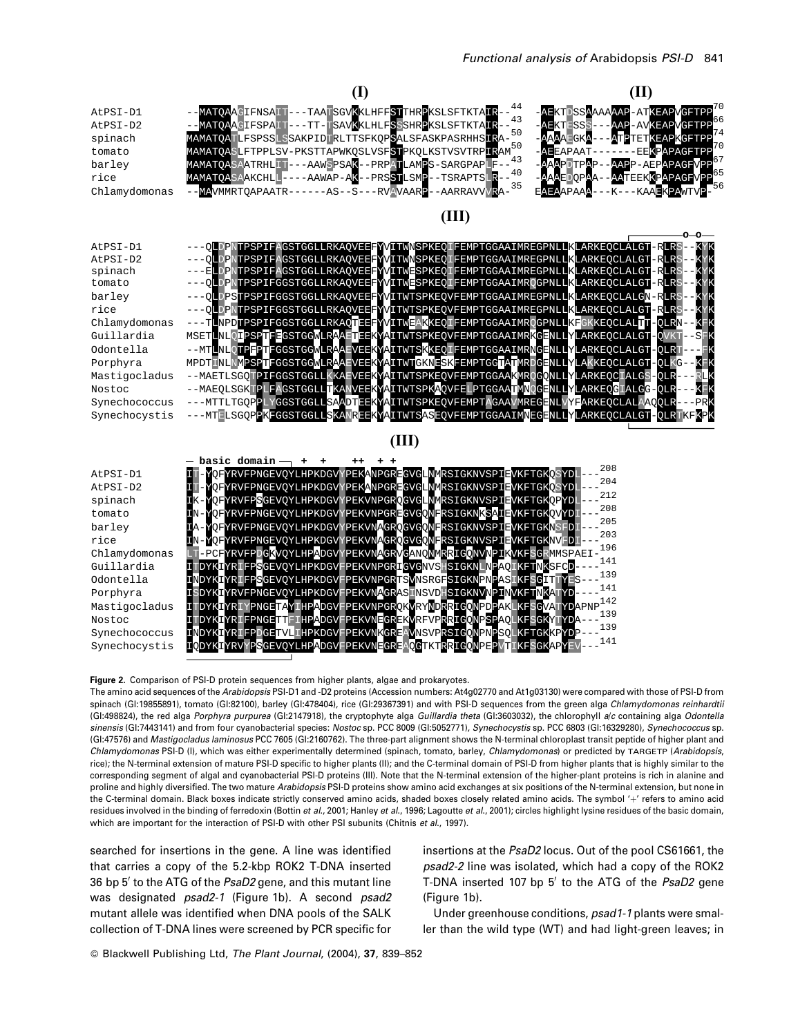```
                                        (I)                                                      (II)
AtPSI-D1       --MATQAAGIFNSAIT---TAATSGVKKLHFFSTTHRPKSLSFTKTAIR--44   -AEKTDSSAAAAAAP-ATKEAPVGFTPP70
AtPSI-D2       --MATQAAGIFSPAIT---TT--TSAVKKLHLFSSSHRPKSLSFTKTAIR--43  -AEKTESSS---AAP-AVKEAPVGFTPP66
spinach        MAMATQATLFSPSSLSSAKPIDTRLTTSFKQPSALSFASKPASRHHSIRA-50   -AAAAEGKA---ATPTETKEAPKGFTPP74
tomato         MAMATQASLFTPPLSV-PKSTTAPWKQSLVSFSTPKQLKSTVSVTRPIRAM50   -AEEAPAAT-------EEKPAPAGFTPP70
barley         MAMATQASAATRHLITT---AAWSPSAK--PRPATLAMPS-SARGPAPLF--43  -AAAPDTPAP--AAPP-AEPAPAGFVPP67
rice           MAMATQASAAKCHLL----AAWAP-AK--PRSSTLSMP--TSRAPTSLR--40   -AAAEDQPAA--AATEEKKPAPAGFVPP65
Chlamydomonas  --MAVMMRTQAPAATR------AS--S---RVAVAARP--AARRAVVVRA-35   EAEAAPAAA---K---KAAEKPAWTVP-56

                                                        (III)
                                                                                              --o-o--
AtPSI-D1       ---QLDPNTPSPIFAGSTGGLLRKAQVEEFYVITWNSPKEQIFEMPTGGAAIMREGPNLLKLARKEQCLALGT-RLRS--KYK
AtPSI-D2       ---QLDPNTPSPIFAGSTGGLLRKAQVEEFYVITWNSPKEQIFEMPTGGAAIMREGPNLLKLARKEQCLALGT-RLRS--KYK
spinach        ---ELDPNTPSPIFAGSTGGLLRKAQVEEFYVITWESPKEQIFEMPTGGAAIMREGPNLLKLARKEQCLALGT-RLRS--KYK
tomato         ---QLDPNTPSPIFGGSTGGLLRKAQVEEFYVITWESPKEQIFEMPTGGAAIMRQGPNLLKLARKEQCLALGT-RLRS--KYK
barley         ---QLDPSTPSPIFGGSTGGLLRKAQVEEFYVITWTSPKEQVFEMPTGGAAIMREGPNLLKLARKEQCLALGN-RLRS--KYK
rice           ---QLDPNTPSPIFGGSTGGLLRKAQVEEFYVITWTSPKEQVFEMPTGGAAIMREGPNLLKLARKEQCLALGT-RLRS--KYK
Chlamydomonas  ---TLNPDTPSPIFGGSTGGLLRKAQTEEFYVITWEAKKEQIFEMPTGGAAIMRQGPNLLKFGKKEQCLALTT-QLRN--KFK
Guillardia     MSETLNLQIPSPTFEGSTGGWLRAAETEEKYAITWTSPKEQVFEMPTGGAAIMRKGENLLYLARKEQCLALGT-QVKT--SFK
Odontella      --MTLNLQTPFPTFGGSTGGWLRAAEVEEKYAITWTSKKEQIFEMPTGGAAIMRNGENLLYLARKEQCLALGT-QLRT---FK
Porphyra       MPDTINLNMPSPTFGGSTGGWLRAAEVEEKYAITWTGKNESKFEMPTGGTATMRDGENLLYLAKKEQCLALGT-QLKG--KFK
Mastigocladus  --MAETLSGQTPIFGGSTGGLLKKAEVEEKYAITWTSPKEQVFEMPTGGAAKMRQGQNLLYLARKEQCIALGS-QLR---RLK
Nostoc         --MAEQLSGKTPLFAGSTGGLLTKANVEEKYAITWTSPKAQVFELPTGGAATMNQGENLLYLARKEQGIALGG-QLR--KFK
Synechococcus  ---MTTLTGQPPLYGGSTGGLLSAADTEEKYAITWTSPKEQVFEMPTAGAAVMREGENLVYFARKEQCLALAAQQLR---PRK
Synechocystis  ---MTELSGQPPKFGGSTGGLLSKANREEKYAITWTSASEQVFEMPTGGAAIMNEGENLLYLARKEQCLALGT-QLRTKFKPK

                                                        (III)
               — basic domain —  +   +    ++  + +
AtPSI-D1       IT-YQFYRVFPNGEVQYLHPKDGVYPEKANPGREGVGLNMRSIGKNVSPIEVKFTGKQSYDL---208
AtPSI-D2       IT-YQFYRVFPNGEVQYLHPKDGVYPEKANPGREGVGLNMRSIGKNVSPIEVKFTGKQSYDL---204
spinach        IK-YQFYRVFPSGEVQYLHPKDGVYPEKVNPGRQGVGLNMRSIGKNVSPIEVKFTGKQPYDL---212
tomato         IN-YQFYRVFPNGEVQYLHPKDGVYPEKVNPGREGVGQNFRSIGKNKSAIEVKFTGKQVYDI---208
barley         IA-YQFYRVFPNGEVQYLHPKDGVYPEKVNAGRQGVGQNFRSIGKNVSPIEVKFTGKNSFDI---205
rice           IN-YQFYRVFPNGEVQYLHPKDGVYPEKVNPGRQGVGQNFRSIGKNVSPIEVKFTGKNVFDI---203
Chlamydomonas  LT-PCFYRVFPDGKVQYLHPADGVYPEKVNAGRVGANQNMRRIGQNVNPIKVKFSGRMMSPAEI-196
Guillardia     ITDYKIYRIFPSGEVQYLHPKDGVFPEKVNPGRIGVGNVSHSIGKNLNPAQIKFTNKSFCD----141
Odontella      INDYKIYRIFPSGEVQYLHPKDGVFPEKVNPGRTSVNSRGFSIGKNPNPASIKFSGITTYES---139
Porphyra       ISDYKIYRVFPNGEVQYLHPKDGVFPEKVNAGRASINSVDHSIGKNVNPINVKFTNKATYD----141
Mastigocladus  ITDYKIYRIYPNGETAYIHPADGVFPEKVNPGRQKVRYNDRRIGQNPDPAKLKFSGVATYDAPNP142
Nostoc         ITDYKIYRIFPNGETTFIHPADGVFPEKVNEGREKVRFVPRRIGQNPSPAQLKFSGKYTYDA---139
Synechococcus  INDYKIYRIFPDGETVLIHPKDGVFPEKVNKGREAVNSVPRSIGQNPNPSQLKFTGKKPYDP---139
Synechocystis  IQDYKIYRVYPSGEVQYLHPADGVFPEKVNEGREAQGTKTRRIGQNPEPVTIKFSGKAPYEV---141
```

**Figure 2.** Comparison of PSI-D protein sequences from higher plants, algae and prokaryotes.

The amino acid sequences of the *Arabidopsis* PSI-D1 and -D2 proteins (Accession numbers: At4g02770 and At1g03130) were compared with those of PSI-D from spinach (GI:19855891), tomato (GI:82100), barley (GI:478404), rice (GI:29367391) and with PSI-D sequences from the green alga *Chlamydomonas reinhardtii* (GI:498824), the red alga *Porphyra purpurea* (GI:2147918), the cryptophyte alga *Guillardia theta* (GI:3603032), the chlorophyll *a*/*c* containing alga *Odontella sinensis* (GI:7443141) and from four cyanobacterial species: *Nostoc* sp. PCC 8009 (GI:5052771), *Synechocystis* sp. PCC 6803 (GI:16329280), *Synechococcus* sp. (GI:47576) and *Mastigocladus laminosus* PCC 7605 (GI:2160762). The three-part alignment shows the N-terminal chloroplast transit peptide of higher plant and *Chlamydomonas* PSI-D (I), which was either experimentally determined (spinach, tomato, barley, *Chlamydomonas*) or predicted by TARGETP (*Arabidopsis*, rice); the N-terminal extension of mature PSI-D specific to higher plants (II); and the C-terminal domain of PSI-D from higher plants that is highly similar to the corresponding segment of algal and cyanobacterial PSI-D proteins (III). Note that the N-terminal extension of the higher-plant proteins is rich in alanine and proline and highly diversified. The two mature *Arabidopsis* PSI-D proteins show amino acid exchanges at six positions of the N-terminal extension, but none in the C-terminal domain. Black boxes indicate strictly conserved amino acids, shaded boxes closely related amino acids. The symbol '+' refers to amino acid residues involved in the binding of ferredoxin (Bottin *et al.*, 2001; Hanley *et al.*, 1996; Lagoutte *et al.*, 2001); circles highlight lysine residues of the basic domain, which are important for the interaction of PSI-D with other PSI subunits (Chitnis *et al.*, 1997).

searched for insertions in the gene. A line was identified that carries a copy of the 5.2-kbp ROK2 T-DNA inserted 36 bp 5′ to the ATG of the *PsaD2* gene, and this mutant line was designated *psad2-1* (Figure 1b). A second *psad2* mutant allele was identified when DNA pools of the SALK collection of T-DNA lines were screened by PCR specific for insertions at the *PsaD2* locus. Out of the pool CS61661, the *psad2-2* line was isolated, which had a copy of the ROK2 T-DNA inserted 107 bp 5′ to the ATG of the *PsaD2* gene (Figure 1b).

Under greenhouse conditions, *psad1-1* plants were smaller than the wild type (WT) and had light-green leaves; in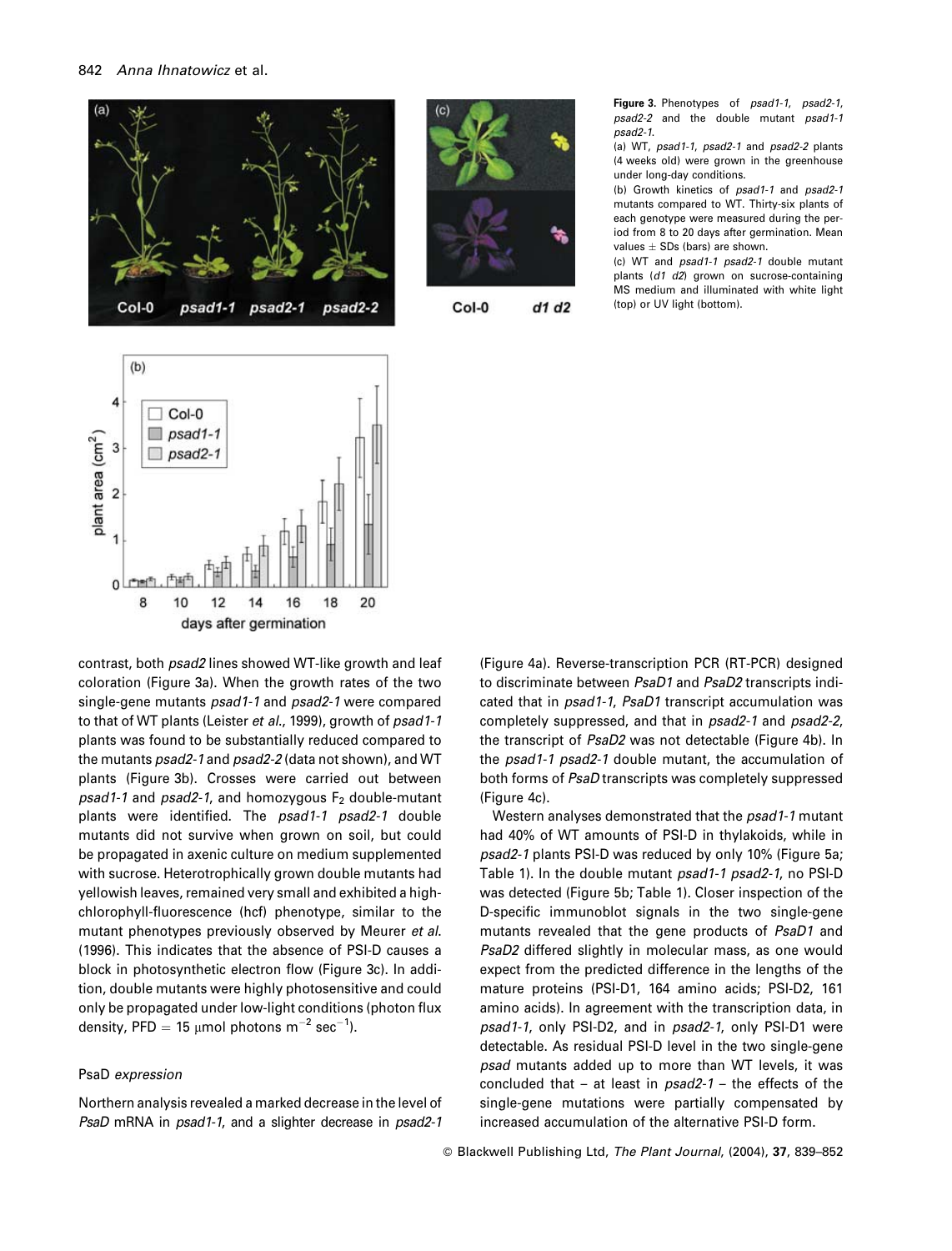**Figure 3.** Phenotypes of *psad1-1*, *psad2-1*, *psad2-2* and the double mutant *psad1-1 psad2-1*.

(a) WT, *psad1-1*, *psad2-1* and *psad2-2* plants (4 weeks old) were grown in the greenhouse under long-day conditions.

(b) Growth kinetics of *psad1-1* and *psad2-1* mutants compared to WT. Thirty-six plants of each genotype were measured during the period from 8 to 20 days after germination. Mean values ± SDs (bars) are shown.

(c) WT and *psad1-1 psad2-1* double mutant plants (*d1 d2*) grown on sucrose-containing MS medium and illuminated with white light (top) or UV light (bottom).

contrast, both *psad2* lines showed WT-like growth and leaf coloration (Figure 3a). When the growth rates of the two single-gene mutants *psad1-1* and *psad2-1* were compared to that of WT plants (Leister *et al*., 1999), growth of *psad1-1* plants was found to be substantially reduced compared to the mutants *psad2-1* and *psad2-2* (data not shown), and WT plants (Figure 3b). Crosses were carried out between *psad1-1* and *psad2-1*, and homozygous $F_2$ double-mutant plants were identified. The *psad1-1 psad2-1* double mutants did not survive when grown on soil, but could be propagated in axenic culture on medium supplemented with sucrose. Heterotrophically grown double mutants had yellowish leaves, remained very small and exhibited a high-chlorophyll-fluorescence (hcf) phenotype, similar to the mutant phenotypes previously observed by Meurer *et al*. (1996). This indicates that the absence of PSI-D causes a block in photosynthetic electron flow (Figure 3c). In addition, double mutants were highly photosensitive and could only be propagated under low-light conditions (photon flux density, PFD = 15 μmol photons $m^{-2}$ $sec^{-1}$).

## PsaD *expression*

Northern analysis revealed a marked decrease in the level of *PsaD* mRNA in *psad1-1*, and a slighter decrease in *psad2-1* (Figure 4a). Reverse-transcription PCR (RT-PCR) designed to discriminate between *PsaD1* and *PsaD2* transcripts indicated that in *psad1-1*, *PsaD1* transcript accumulation was completely suppressed, and that in *psad2-1* and *psad2-2*, the transcript of *PsaD2* was not detectable (Figure 4b). In the *psad1-1 psad2-1* double mutant, the accumulation of both forms of *PsaD* transcripts was completely suppressed (Figure 4c).

Western analyses demonstrated that the *psad1-1* mutant had 40% of WT amounts of PSI-D in thylakoids, while in *psad2-1* plants PSI-D was reduced by only 10% (Figure 5a; Table 1). In the double mutant *psad1-1 psad2-1*, no PSI-D was detected (Figure 5b; Table 1). Closer inspection of the D-specific immunoblot signals in the two single-gene mutants revealed that the gene products of *PsaD1* and *PsaD2* differed slightly in molecular mass, as one would expect from the predicted difference in the lengths of the mature proteins (PSI-D1, 164 amino acids; PSI-D2, 161 amino acids). In agreement with the transcription data, in *psad1-1*, only PSI-D2, and in *psad2-1*, only PSI-D1 were detectable. As residual PSI-D level in the two single-gene *psad* mutants added up to more than WT levels, it was concluded that – at least in *psad2-1* – the effects of the single-gene mutations were partially compensated by increased accumulation of the alternative PSI-D form.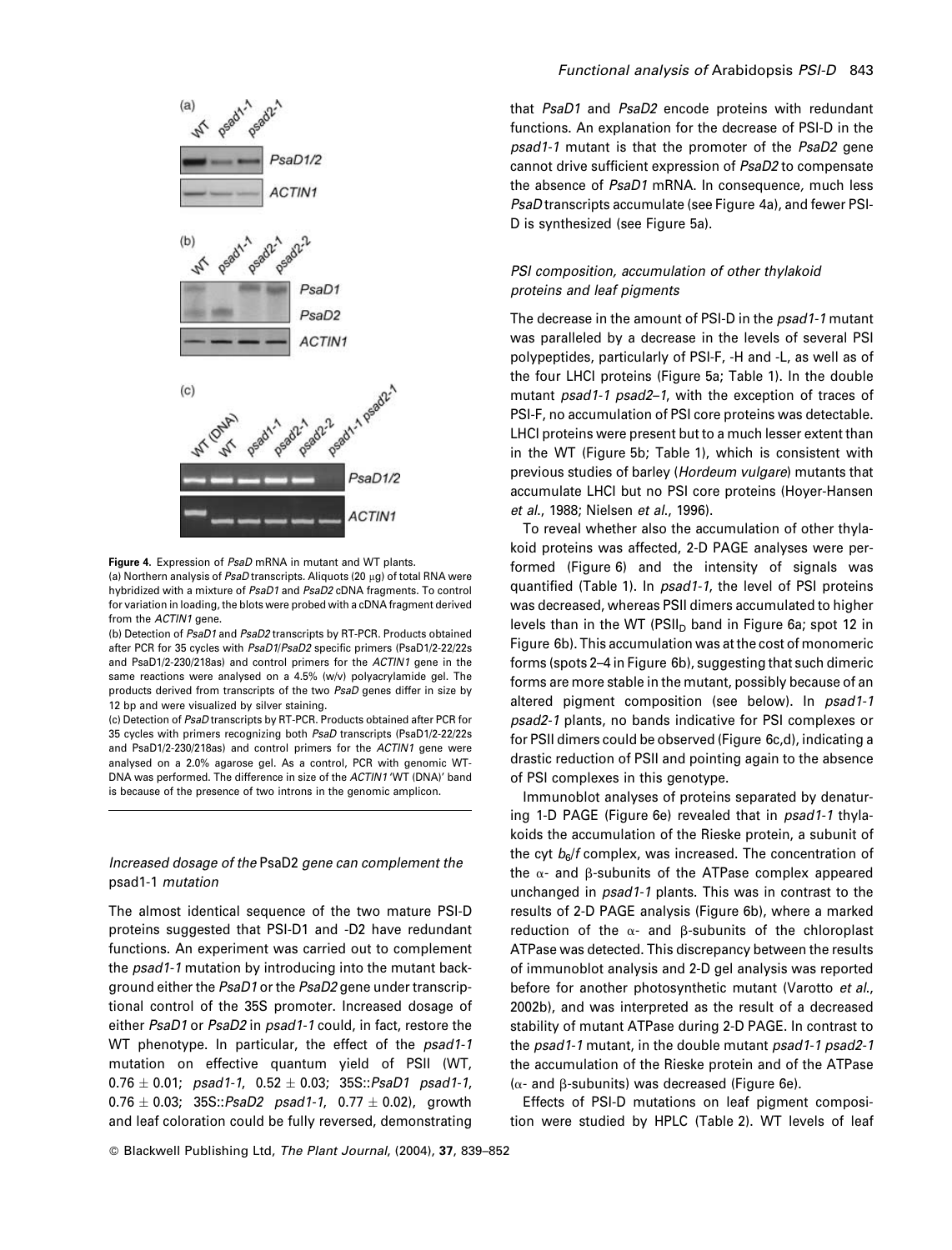**Figure 4.** Expression of *PsaD* mRNA in mutant and WT plants.
(a) Northern analysis of *PsaD* transcripts. Aliquots (20 μg) of total RNA were hybridized with a mixture of *PsaD1* and *PsaD2* cDNA fragments. To control for variation in loading, the blots were probed with a cDNA fragment derived from the *ACTIN1* gene.
(b) Detection of *PsaD1* and *PsaD2* transcripts by RT-PCR. Products obtained after PCR for 35 cycles with *PsaD1/PsaD2* specific primers (PsaD1/2-22/22s and PsaD1/2-230/218as) and control primers for the *ACTIN1* gene in the same reactions were analysed on a 4.5% (w/v) polyacrylamide gel. The products derived from transcripts of the two *PsaD* genes differ in size by 12 bp and were visualized by silver staining.
(c) Detection of *PsaD* transcripts by RT-PCR. Products obtained after PCR for 35 cycles with primers recognizing both *PsaD* transcripts (PsaD1/2-22/22s and PsaD1/2-230/218as) and control primers for the *ACTIN1* gene were analysed on a 2.0% agarose gel. As a control, PCR with genomic WT-DNA was performed. The difference in size of the *ACTIN1* 'WT (DNA)' band is because of the presence of two introns in the genomic amplicon.

### *Increased dosage of the* PsaD2 *gene can complement the* psad1-1 *mutation*

The almost identical sequence of the two mature PSI-D proteins suggested that PSI-D1 and -D2 have redundant functions. An experiment was carried out to complement the *psad1-1* mutation by introducing into the mutant background either the *PsaD1* or the *PsaD2* gene under transcriptional control of the 35S promoter. Increased dosage of either *PsaD1* or *PsaD2* in *psad1-1* could, in fact, restore the WT phenotype. In particular, the effect of the *psad1-1* mutation on effective quantum yield of PSII (WT, $0.76 \pm 0.01$; *psad1-1*, $0.52 \pm 0.03$; 35S::*PsaD1 psad1-1*, $0.76 \pm 0.03$; 35S::*PsaD2 psad1-1*, $0.77 \pm 0.02$), growth and leaf coloration could be fully reversed, demonstrating that *PsaD1* and *PsaD2* encode proteins with redundant functions. An explanation for the decrease of PSI-D in the *psad1-1* mutant is that the promoter of the *PsaD2* gene cannot drive sufficient expression of *PsaD2* to compensate the absence of *PsaD1* mRNA. In consequence, much less *PsaD* transcripts accumulate (see Figure 4a), and fewer PSI-D is synthesized (see Figure 5a).

### *PSI composition, accumulation of other thylakoid proteins and leaf pigments*

The decrease in the amount of PSI-D in the *psad1-1* mutant was paralleled by a decrease in the levels of several PSI polypeptides, particularly of PSI-F, -H and -L, as well as of the four LHCI proteins (Figure 5a; Table 1). In the double mutant *psad1-1 psad2–1*, with the exception of traces of PSI-F, no accumulation of PSI core proteins was detectable. LHCI proteins were present but to a much lesser extent than in the WT (Figure 5b; Table 1), which is consistent with previous studies of barley (*Hordeum vulgare*) mutants that accumulate LHCI but no PSI core proteins (Hoyer-Hansen *et al.*, 1988; Nielsen *et al.*, 1996).

To reveal whether also the accumulation of other thylakoid proteins was affected, 2-D PAGE analyses were performed (Figure 6) and the intensity of signals was quantified (Table 1). In *psad1-1*, the level of PSI proteins was decreased, whereas PSII dimers accumulated to higher levels than in the WT ($PSII_D$ band in Figure 6a; spot 12 in Figure 6b). This accumulation was at the cost of monomeric forms (spots 2–4 in Figure 6b), suggesting that such dimeric forms are more stable in the mutant, possibly because of an altered pigment composition (see below). In *psad1-1 psad2-1* plants, no bands indicative for PSI complexes or for PSII dimers could be observed (Figure 6c,d), indicating a drastic reduction of PSII and pointing again to the absence of PSI complexes in this genotype.

Immunoblot analyses of proteins separated by denaturing 1-D PAGE (Figure 6e) revealed that in *psad1-1* thylakoids the accumulation of the Rieske protein, a subunit of the cyt $b_6/f$ complex, was increased. The concentration of the α- and β-subunits of the ATPase complex appeared unchanged in *psad1-1* plants. This was in contrast to the results of 2-D PAGE analysis (Figure 6b), where a marked reduction of the α- and β-subunits of the chloroplast ATPase was detected. This discrepancy between the results of immunoblot analysis and 2-D gel analysis was reported before for another photosynthetic mutant (Varotto *et al.*, 2002b), and was interpreted as the result of a decreased stability of mutant ATPase during 2-D PAGE. In contrast to the *psad1-1* mutant, in the double mutant *psad1-1 psad2-1* the accumulation of the Rieske protein and of the ATPase (α- and β-subunits) was decreased (Figure 6e).

Effects of PSI-D mutations on leaf pigment composition were studied by HPLC (Table 2). WT levels of leaf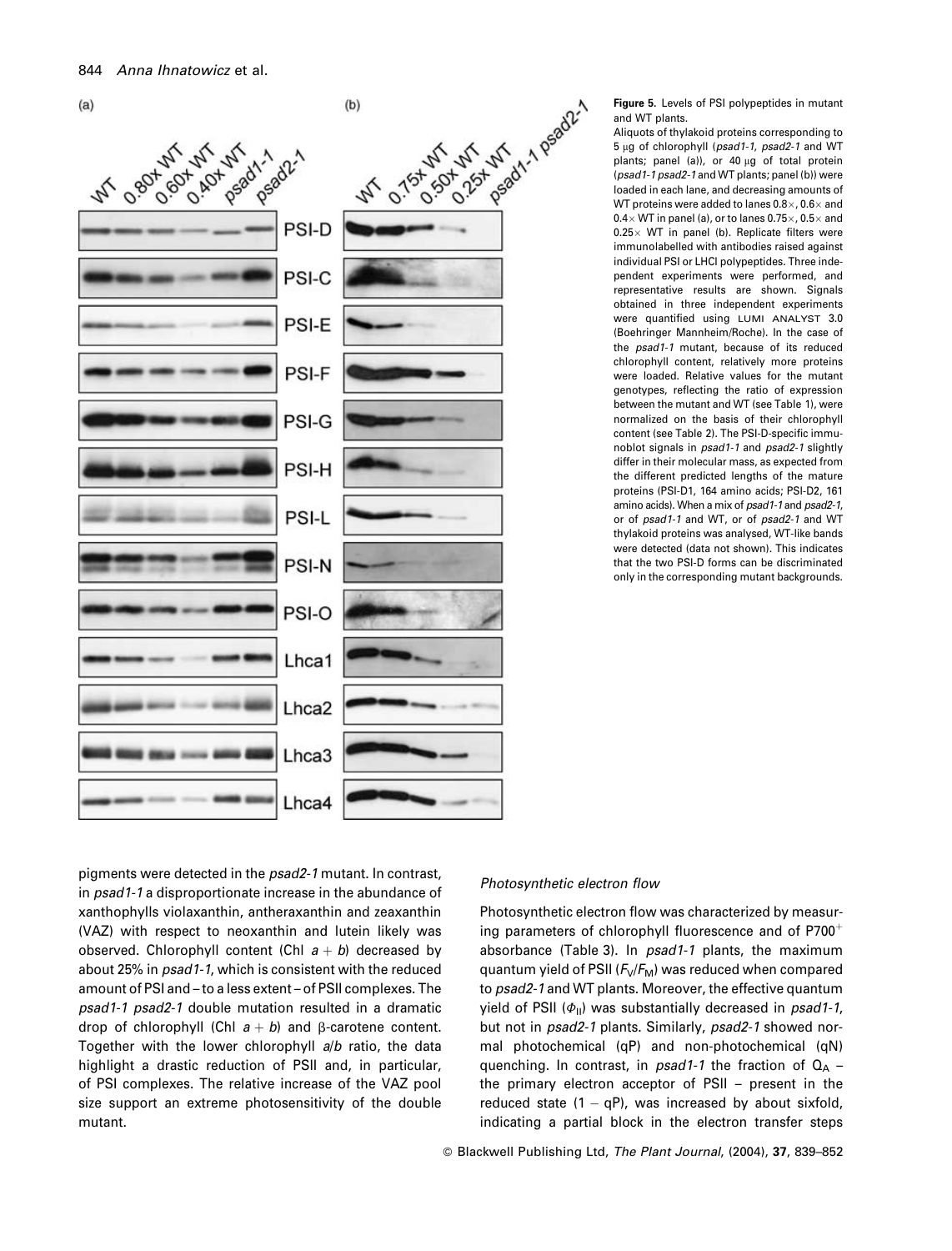**Figure 5.** Levels of PSI polypeptides in mutant and WT plants.

Aliquots of thylakoid proteins corresponding to 5 μg of chlorophyll (*psad1-1*, *psad2-1* and WT plants; panel (a)), or 40 μg of total protein (*psad1-1 psad2-1* and WT plants; panel (b)) were loaded in each lane, and decreasing amounts of WT proteins were added to lanes 0.8×, 0.6× and 0.4× WT in panel (a), or to lanes 0.75×, 0.5× and 0.25× WT in panel (b). Replicate filters were immunolabelled with antibodies raised against individual PSI or LHCI polypeptides. Three independent experiments were performed, and representative results are shown. Signals obtained in three independent experiments were quantified using LUMI ANALYST 3.0 (Boehringer Mannheim/Roche). In the case of the *psad1-1* mutant, because of its reduced chlorophyll content, relatively more proteins were loaded. Relative values for the mutant genotypes, reflecting the ratio of expression between the mutant and WT (see Table 1), were normalized on the basis of their chlorophyll content (see Table 2). The PSI-D-specific immunoblot signals in *psad1-1* and *psad2-1* slightly differ in their molecular mass, as expected from the different predicted lengths of the mature proteins (PSI-D1, 164 amino acids; PSI-D2, 161 amino acids). When a mix of *psad1-1* and *psad2-1*, or of *psad1-1* and WT, or of *psad2-1* and WT thylakoid proteins was analysed, WT-like bands were detected (data not shown). This indicates that the two PSI-D forms can be discriminated only in the corresponding mutant backgrounds.

pigments were detected in the *psad2-1* mutant. In contrast, in *psad1-1* a disproportionate increase in the abundance of xanthophylls violaxanthin, antheraxanthin and zeaxanthin (VAZ) with respect to neoxanthin and lutein likely was observed. Chlorophyll content (Chl $a + b$) decreased by about 25% in *psad1-1*, which is consistent with the reduced amount of PSI and – to a less extent – of PSII complexes. The *psad1-1 psad2-1* double mutation resulted in a dramatic drop of chlorophyll (Chl $a + b$) and β-carotene content. Together with the lower chlorophyll $a/b$ ratio, the data highlight a drastic reduction of PSII and, in particular, of PSI complexes. The relative increase of the VAZ pool size support an extreme photosensitivity of the double mutant.

### *Photosynthetic electron flow*

Photosynthetic electron flow was characterized by measuring parameters of chlorophyll fluorescence and of $P700^{+}$ absorbance (Table 3). In *psad1-1* plants, the maximum quantum yield of PSII ($F_V/F_M$) was reduced when compared to *psad2-1* and WT plants. Moreover, the effective quantum yield of PSII ($\Phi_{II}$) was substantially decreased in *psad1-1*, but not in *psad2-1* plants. Similarly, *psad2-1* showed normal photochemical (qP) and non-photochemical (qN) quenching. In contrast, in *psad1-1* the fraction of $Q_A$ – the primary electron acceptor of PSII – present in the reduced state ($1 - qP$), was increased by about sixfold, indicating a partial block in the electron transfer steps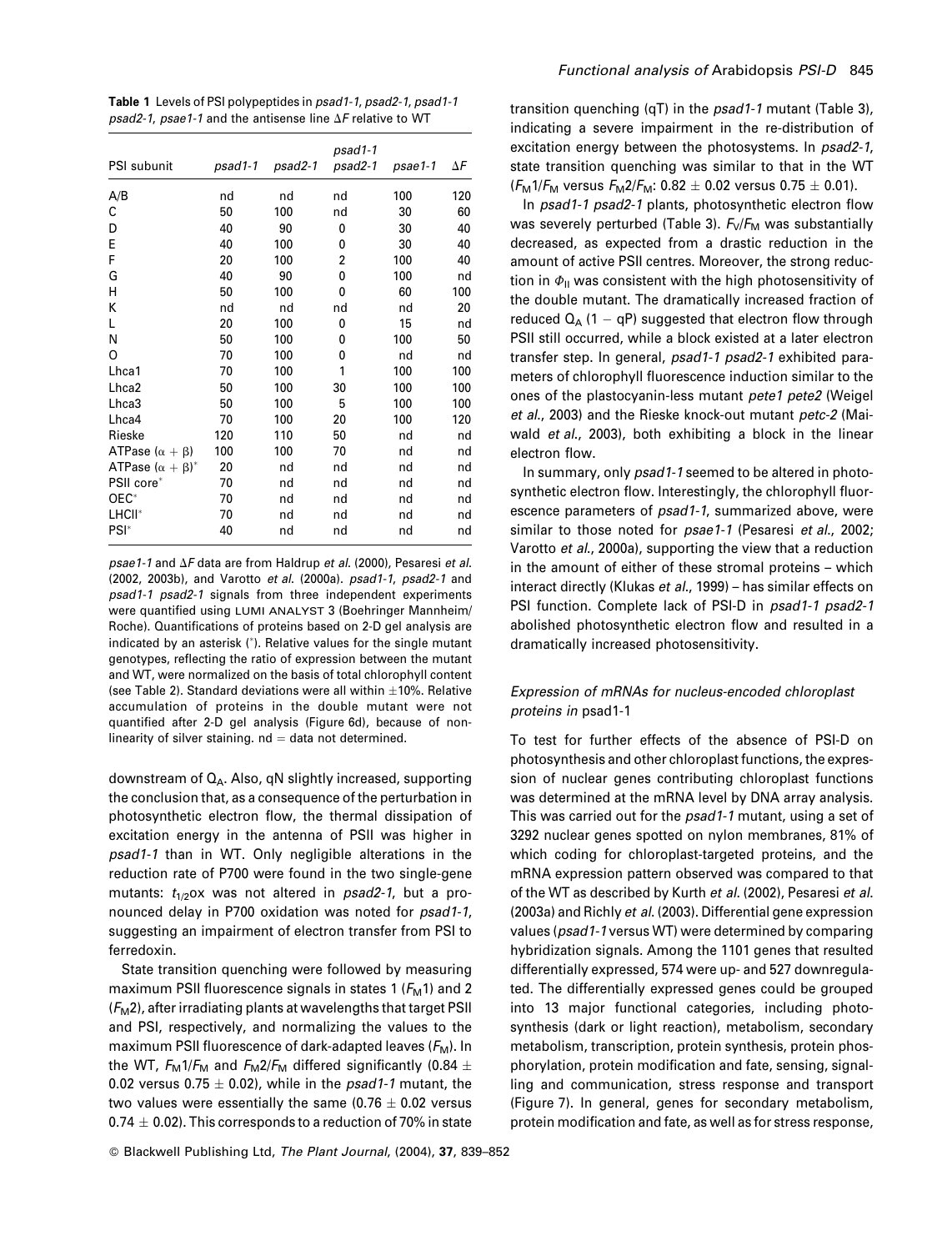**Table 1** Levels of PSI polypeptides in *psad1-1*, *psad2-1*, *psad1-1 psad2-1*, *psae1-1* and the antisense line $\Delta F$ relative to WT

| PSI subunit | *psad1-1* | *psad2-1* | *psad1-1 psad2-1* | *psae1-1* | $\Delta F$ |
|---|---|---|---|---|---|
| A/B | nd | nd | nd | 100 | 120 |
| C | 50 | 100 | nd | 30 | 60 |
| D | 40 | 90 | 0 | 30 | 40 |
| E | 40 | 100 | 0 | 30 | 40 |
| F | 20 | 100 | 2 | 100 | 40 |
| G | 40 | 90 | 0 | 100 | nd |
| H | 50 | 100 | 0 | 60 | 100 |
| K | nd | nd | nd | nd | 20 |
| L | 20 | 100 | 0 | 15 | nd |
| N | 50 | 100 | 0 | 100 | 50 |
| O | 70 | 100 | 0 | nd | nd |
| Lhca1 | 70 | 100 | 1 | 100 | 100 |
| Lhca2 | 50 | 100 | 30 | 100 | 100 |
| Lhca3 | 50 | 100 | 5 | 100 | 100 |
| Lhca4 | 70 | 100 | 20 | 100 | 120 |
| Rieske | 120 | 110 | 50 | nd | nd |
| ATPase ($\alpha + \beta$) | 100 | 100 | 70 | nd | nd |
| ATPase ($\alpha + \beta$)* | 20 | nd | nd | nd | nd |
| PSII core* | 70 | nd | nd | nd | nd |
| OEC* | 70 | nd | nd | nd | nd |
| LHCII* | 70 | nd | nd | nd | nd |
| PSI* | 40 | nd | nd | nd | nd |

*psae1-1* and $\Delta F$ data are from Haldrup *et al.* (2000), Pesaresi *et al.* (2002, 2003b), and Varotto *et al.* (2000a). *psad1-1*, *psad2-1* and *psad1-1 psad2-1* signals from three independent experiments were quantified using LUMI ANALYST 3 (Boehringer Mannheim/Roche). Quantifications of proteins based on 2-D gel analysis are indicated by an asterisk (*). Relative values for the single mutant genotypes, reflecting the ratio of expression between the mutant and WT, were normalized on the basis of total chlorophyll content (see Table 2). Standard deviations were all within ±10%. Relative accumulation of proteins in the double mutant were not quantified after 2-D gel analysis (Figure 6d), because of non-linearity of silver staining. nd = data not determined.

downstream of $Q_A$. Also, qN slightly increased, supporting the conclusion that, as a consequence of the perturbation in photosynthetic electron flow, the thermal dissipation of excitation energy in the antenna of PSII was higher in *psad1-1* than in WT. Only negligible alterations in the reduction rate of P700 were found in the two single-gene mutants: $t_{1/2}$ox was not altered in *psad2-1*, but a pronounced delay in P700 oxidation was noted for *psad1-1*, suggesting an impairment of electron transfer from PSI to ferredoxin.

State transition quenching were followed by measuring maximum PSII fluorescence signals in states 1 ($F_M1$) and 2 ($F_M2$), after irradiating plants at wavelengths that target PSII and PSI, respectively, and normalizing the values to the maximum PSII fluorescence of dark-adapted leaves ($F_M$). In the WT, $F_M1/F_M$ and $F_M2/F_M$ differed significantly (0.84 ± 0.02 versus 0.75 ± 0.02), while in the *psad1-1* mutant, the two values were essentially the same (0.76 ± 0.02 versus 0.74 ± 0.02). This corresponds to a reduction of 70% in state transition quenching (qT) in the *psad1-1* mutant (Table 3), indicating a severe impairment in the re-distribution of excitation energy between the photosystems. In *psad2-1*, state transition quenching was similar to that in the WT ($F_M1/F_M$ versus $F_M2/F_M$: 0.82 ± 0.02 versus 0.75 ± 0.01).

In *psad1-1 psad2-1* plants, photosynthetic electron flow was severely perturbed (Table 3). $F_V/F_M$ was substantially decreased, as expected from a drastic reduction in the amount of active PSII centres. Moreover, the strong reduction in $\Phi_{II}$ was consistent with the high photosensitivity of the double mutant. The dramatically increased fraction of reduced $Q_A$ (1 − qP) suggested that electron flow through PSII still occurred, while a block existed at a later electron transfer step. In general, *psad1-1 psad2-1* exhibited parameters of chlorophyll fluorescence induction similar to the ones of the plastocyanin-less mutant *pete1 pete2* (Weigel *et al.*, 2003) and the Rieske knock-out mutant *petc-2* (Maiwald *et al.*, 2003), both exhibiting a block in the linear electron flow.

In summary, only *psad1-1* seemed to be altered in photosynthetic electron flow. Interestingly, the chlorophyll fluorescence parameters of *psad1-1*, summarized above, were similar to those noted for *psae1-1* (Pesaresi *et al.*, 2002; Varotto *et al.*, 2000a), supporting the view that a reduction in the amount of either of these stromal proteins – which interact directly (Klukas *et al.*, 1999) – has similar effects on PSI function. Complete lack of PSI-D in *psad1-1 psad2-1* abolished photosynthetic electron flow and resulted in a dramatically increased photosensitivity.

### *Expression of mRNAs for nucleus-encoded chloroplast proteins in* psad1-1

To test for further effects of the absence of PSI-D on photosynthesis and other chloroplast functions, the expression of nuclear genes contributing chloroplast functions was determined at the mRNA level by DNA array analysis. This was carried out for the *psad1-1* mutant, using a set of 3292 nuclear genes spotted on nylon membranes, 81% of which coding for chloroplast-targeted proteins, and the mRNA expression pattern observed was compared to that of the WT as described by Kurth *et al.* (2002), Pesaresi *et al.* (2003a) and Richly *et al.* (2003). Differential gene expression values (*psad1-1* versus WT) were determined by comparing hybridization signals. Among the 1101 genes that resulted differentially expressed, 574 were up- and 527 downregulated. The differentially expressed genes could be grouped into 13 major functional categories, including photosynthesis (dark or light reaction), metabolism, secondary metabolism, transcription, protein synthesis, protein phosphorylation, protein modification and fate, sensing, signalling and communication, stress response and transport (Figure 7). In general, genes for secondary metabolism, protein modification and fate, as well as for stress response,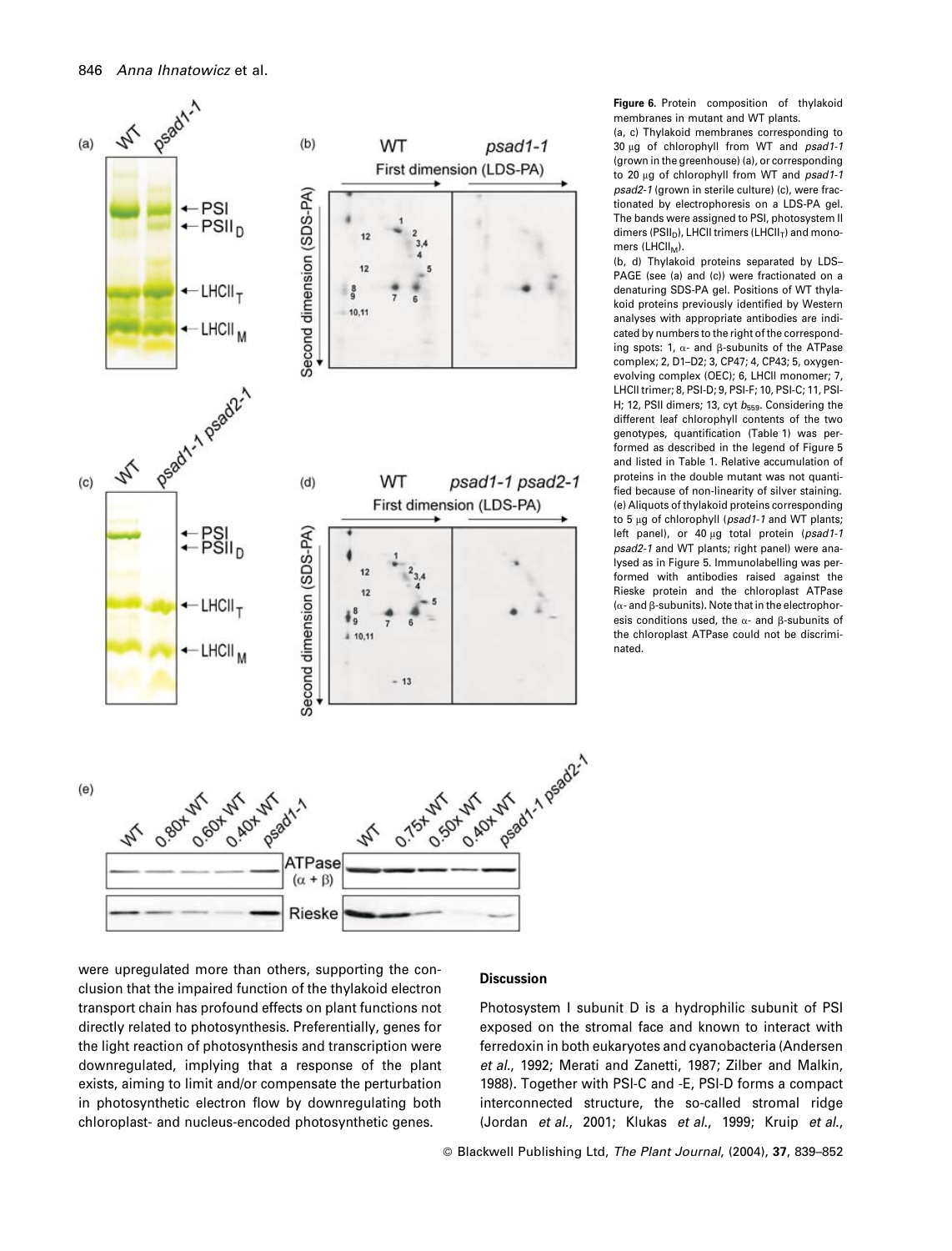**Figure 6.** Protein composition of thylakoid membranes in mutant and WT plants.

(a, c) Thylakoid membranes corresponding to 30 μg of chlorophyll from WT and *psad1-1* (grown in the greenhouse) (a), or corresponding to 20 μg of chlorophyll from WT and *psad1-1 psad2-1* (grown in sterile culture) (c), were fractionated by electrophoresis on a LDS-PA gel. The bands were assigned to PSI, photosystem II dimers ($PSII_D$), LHCII trimers ($LHCII_T$) and monomers ($LHCII_M$).

(b, d) Thylakoid proteins separated by LDS–PAGE (see (a) and (c)) were fractionated on a denaturing SDS-PA gel. Positions of WT thylakoid proteins previously identified by Western analyses with appropriate antibodies are indicated by numbers to the right of the corresponding spots: 1, α- and β-subunits of the ATPase complex; 2, D1–D2; 3, CP47; 4, CP43; 5, oxygen-evolving complex (OEC); 6, LHCII monomer; 7, LHCII trimer; 8, PSI-D; 9, PSI-F; 10, PSI-C; 11, PSI-H; 12, PSII dimers; 13, cyt $b_{559}$. Considering the different leaf chlorophyll contents of the two genotypes, quantification (Table 1) was performed as described in the legend of Figure 5 and listed in Table 1. Relative accumulation of proteins in the double mutant was not quantified because of non-linearity of silver staining.

(e) Aliquots of thylakoid proteins corresponding to 5 μg of chlorophyll (*psad1-1* and WT plants; left panel), or 40 μg total protein (*psad1-1 psad2-1* and WT plants; right panel) were analysed as in Figure 5. Immunolabelling was performed with antibodies raised against the Rieske protein and the chloroplast ATPase (α- and β-subunits). Note that in the electrophoresis conditions used, the α- and β-subunits of the chloroplast ATPase could not be discriminated.

were upregulated more than others, supporting the conclusion that the impaired function of the thylakoid electron transport chain has profound effects on plant functions not directly related to photosynthesis. Preferentially, genes for the light reaction of photosynthesis and transcription were downregulated, implying that a response of the plant exists, aiming to limit and/or compensate the perturbation in photosynthetic electron flow by downregulating both chloroplast- and nucleus-encoded photosynthetic genes.

## Discussion

Photosystem I subunit D is a hydrophilic subunit of PSI exposed on the stromal face and known to interact with ferredoxin in both eukaryotes and cyanobacteria (Andersen *et al.*, 1992; Merati and Zanetti, 1987; Zilber and Malkin, 1988). Together with PSI-C and -E, PSI-D forms a compact interconnected structure, the so-called stromal ridge (Jordan *et al.*, 2001; Klukas *et al.*, 1999; Kruip *et al.*,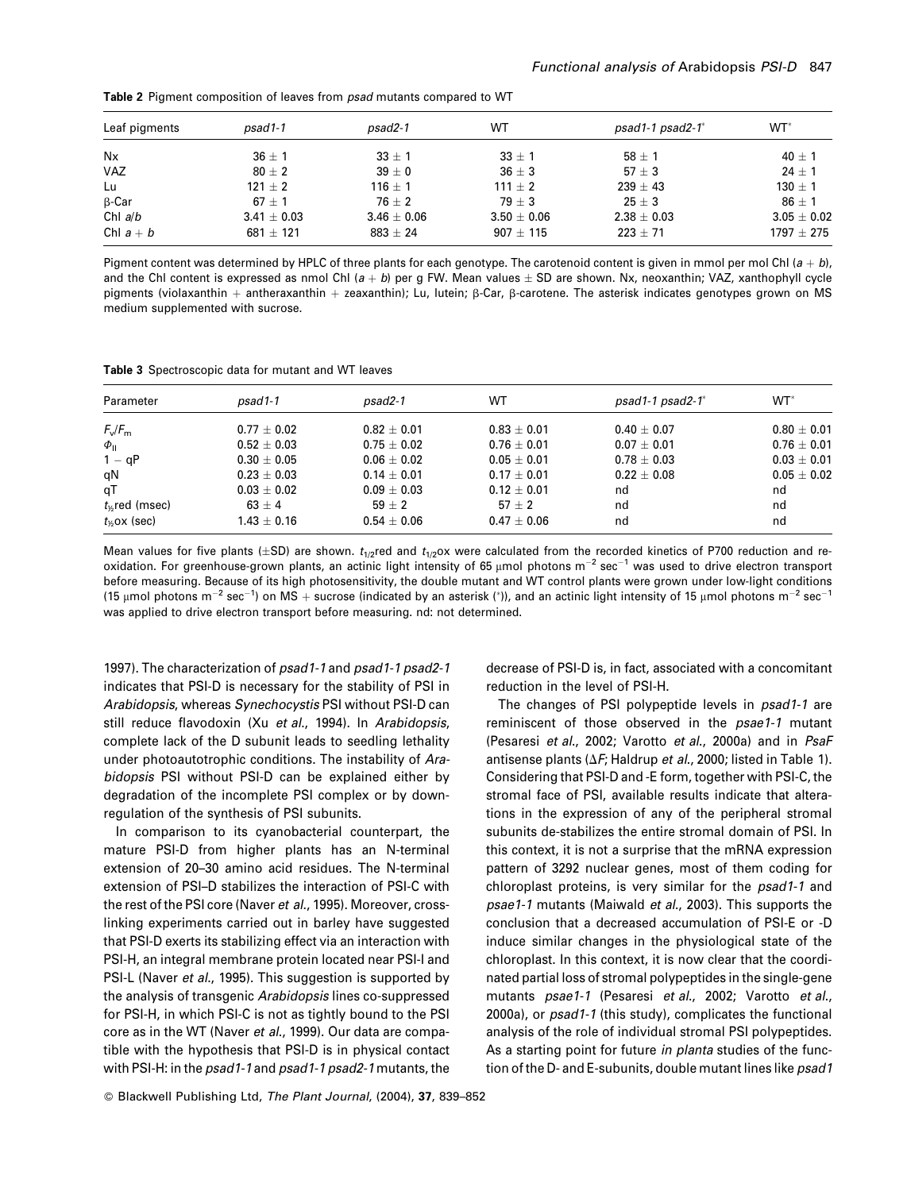**Table 2** Pigment composition of leaves from *psad* mutants compared to WT

| Leaf pigments | *psad1-1* | *psad2-1* | WT | *psad1-1 psad2-1*\* | WT\* |
|---|---|---|---|---|---|
| Nx | 36 ± 1 | 33 ± 1 | 33 ± 1 | 58 ± 1 | 40 ± 1 |
| VAZ | 80 ± 2 | 39 ± 0 | 36 ± 3 | 57 ± 3 | 24 ± 1 |
| Lu | 121 ± 2 | 116 ± 1 | 111 ± 2 | 239 ± 43 | 130 ± 1 |
| β-Car | 67 ± 1 | 76 ± 2 | 79 ± 3 | 25 ± 3 | 86 ± 1 |
| Chl *a*/*b* | 3.41 ± 0.03 | 3.46 ± 0.06 | 3.50 ± 0.06 | 2.38 ± 0.03 | 3.05 ± 0.02 |
| Chl *a* + *b* | 681 ± 121 | 883 ± 24 | 907 ± 115 | 223 ± 71 | 1797 ± 275 |

Pigment content was determined by HPLC of three plants for each genotype. The carotenoid content is given in mmol per mol Chl (*a* + *b*), and the Chl content is expressed as nmol Chl (*a* + *b*) per g FW. Mean values ± SD are shown. Nx, neoxanthin; VAZ, xanthophyll cycle pigments (violaxanthin + antheraxanthin + zeaxanthin); Lu, lutein; β-Car, β-carotene. The asterisk indicates genotypes grown on MS medium supplemented with sucrose.

**Table 3** Spectroscopic data for mutant and WT leaves

| Parameter | *psad1-1* | *psad2-1* | WT | *psad1-1 psad2-1*\* | WT\* |
|---|---|---|---|---|---|
| $F_v/F_m$ | 0.77 ± 0.02 | 0.82 ± 0.01 | 0.83 ± 0.01 | 0.40 ± 0.07 | 0.80 ± 0.01 |
| $\Phi_{II}$ | 0.52 ± 0.03 | 0.75 ± 0.02 | 0.76 ± 0.01 | 0.07 ± 0.01 | 0.76 ± 0.01 |
| 1 − qP | 0.30 ± 0.05 | 0.06 ± 0.02 | 0.05 ± 0.01 | 0.78 ± 0.03 | 0.03 ± 0.01 |
| qN | 0.23 ± 0.03 | 0.14 ± 0.01 | 0.17 ± 0.01 | 0.22 ± 0.08 | 0.05 ± 0.02 |
| qT | 0.03 ± 0.02 | 0.09 ± 0.03 | 0.12 ± 0.01 | nd | nd |
| $t_{1/2}$red (msec) | 63 ± 4 | 59 ± 2 | 57 ± 2 | nd | nd |
| $t_{1/2}$ox (sec) | 1.43 ± 0.16 | 0.54 ± 0.06 | 0.47 ± 0.06 | nd | nd |

Mean values for five plants (±SD) are shown. $t_{1/2}$red and $t_{1/2}$ox were calculated from the recorded kinetics of P700 reduction and re-oxidation. For greenhouse-grown plants, an actinic light intensity of 65 μmol photons $m^{-2}$ $sec^{-1}$ was used to drive electron transport before measuring. Because of its high photosensitivity, the double mutant and WT control plants were grown under low-light conditions (15 μmol photons $m^{-2}$ $sec^{-1}$) on MS + sucrose (indicated by an asterisk (\*)), and an actinic light intensity of 15 μmol photons $m^{-2}$ $sec^{-1}$ was applied to drive electron transport before measuring. nd: not determined.

1997). The characterization of *psad1-1* and *psad1-1 psad2-1* indicates that PSI-D is necessary for the stability of PSI in *Arabidopsis*, whereas *Synechocystis* PSI without PSI-D can still reduce flavodoxin (Xu *et al.*, 1994). In *Arabidopsis*, complete lack of the D subunit leads to seedling lethality under photoautotrophic conditions. The instability of *Arabidopsis* PSI without PSI-D can be explained either by degradation of the incomplete PSI complex or by down-regulation of the synthesis of PSI subunits.

In comparison to its cyanobacterial counterpart, the mature PSI-D from higher plants has an N-terminal extension of 20–30 amino acid residues. The N-terminal extension of PSI–D stabilizes the interaction of PSI-C with the rest of the PSI core (Naver *et al.*, 1995). Moreover, cross-linking experiments carried out in barley have suggested that PSI-D exerts its stabilizing effect via an interaction with PSI-H, an integral membrane protein located near PSI-I and PSI-L (Naver *et al.*, 1995). This suggestion is supported by the analysis of transgenic *Arabidopsis* lines co-suppressed for PSI-H, in which PSI-C is not as tightly bound to the PSI core as in the WT (Naver *et al.*, 1999). Our data are compatible with the hypothesis that PSI-D is in physical contact with PSI-H: in the *psad1-1* and *psad1-1 psad2-1* mutants, the decrease of PSI-D is, in fact, associated with a concomitant reduction in the level of PSI-H.

The changes of PSI polypeptide levels in *psad1-1* are reminiscent of those observed in the *psae1-1* mutant (Pesaresi *et al.*, 2002; Varotto *et al.*, 2000a) and in *PsaF* antisense plants (Δ*F*; Haldrup *et al.*, 2000; listed in Table 1). Considering that PSI-D and -E form, together with PSI-C, the stromal face of PSI, available results indicate that alterations in the expression of any of the peripheral stromal subunits de-stabilizes the entire stromal domain of PSI. In this context, it is not a surprise that the mRNA expression pattern of 3292 nuclear genes, most of them coding for chloroplast proteins, is very similar for the *psad1-1* and *psae1-1* mutants (Maiwald *et al.*, 2003). This supports the conclusion that a decreased accumulation of PSI-E or -D induce similar changes in the physiological state of the chloroplast. In this context, it is now clear that the coordinated partial loss of stromal polypeptides in the single-gene mutants *psae1-1* (Pesaresi *et al.*, 2002; Varotto *et al.*, 2000a), or *psad1-1* (this study), complicates the functional analysis of the role of individual stromal PSI polypeptides. As a starting point for future *in planta* studies of the function of the D- and E-subunits, double mutant lines like *psad1*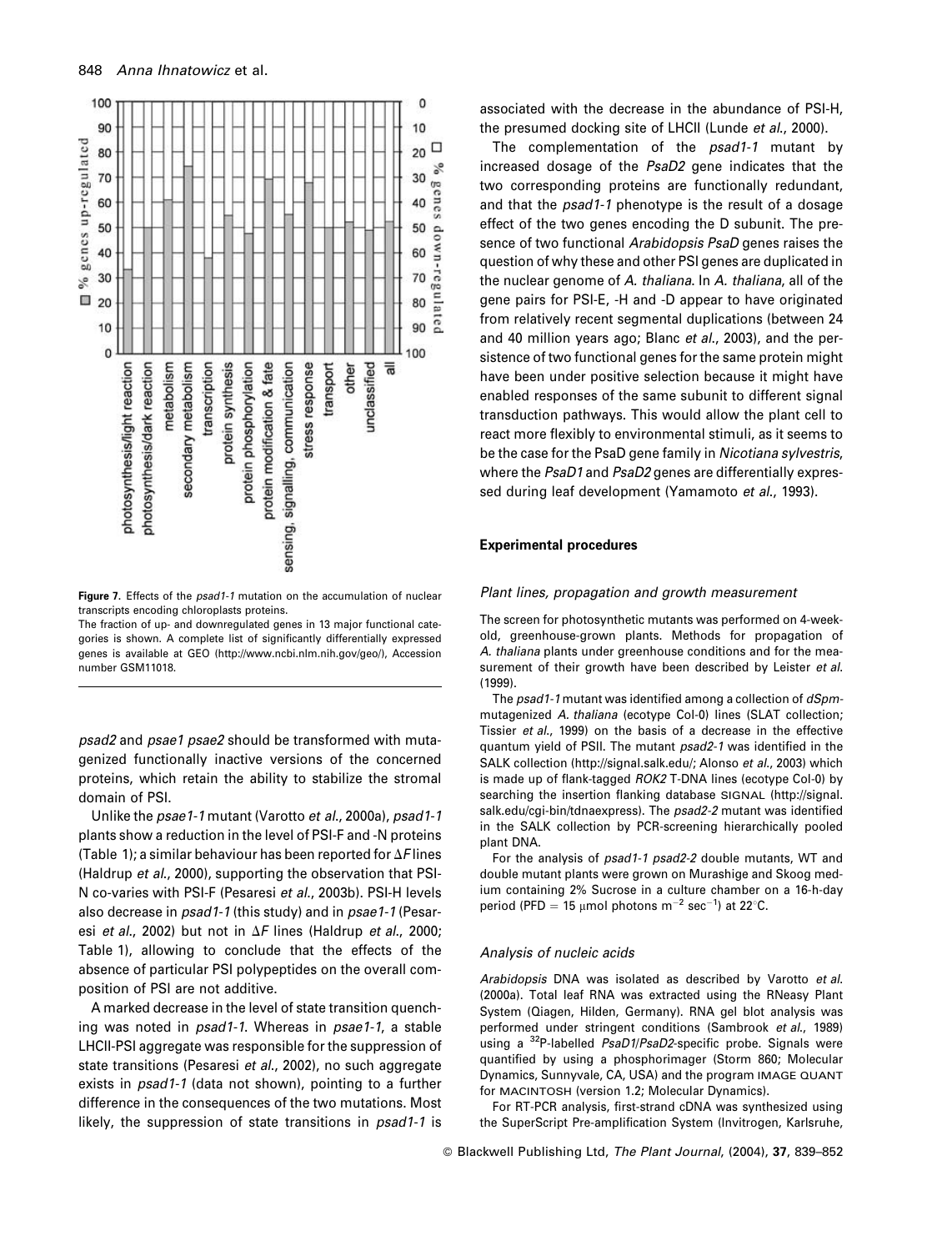**Figure 7.** Effects of the *psad1-1* mutation on the accumulation of nuclear transcripts encoding chloroplasts proteins.

The fraction of up- and downregulated genes in 13 major functional categories is shown. A complete list of significantly differentially expressed genes is available at GEO (http://www.ncbi.nlm.nih.gov/geo/), Accession number GSM11018.

*psad2* and *psae1 psae2* should be transformed with mutagenized functionally inactive versions of the concerned proteins, which retain the ability to stabilize the stromal domain of PSI.

Unlike the *psae1-1* mutant (Varotto *et al*., 2000a), *psad1-1* plants show a reduction in the level of PSI-F and -N proteins (Table 1); a similar behaviour has been reported for Δ*F* lines (Haldrup *et al*., 2000), supporting the observation that PSI-N co-varies with PSI-F (Pesaresi *et al*., 2003b). PSI-H levels also decrease in *psad1-1* (this study) and in *psae1-1* (Pesaresi *et al*., 2002) but not in Δ*F* lines (Haldrup *et al*., 2000; Table 1), allowing to conclude that the effects of the absence of particular PSI polypeptides on the overall composition of PSI are not additive.

A marked decrease in the level of state transition quenching was noted in *psad1-1*. Whereas in *psae1-1*, a stable LHCII-PSI aggregate was responsible for the suppression of state transitions (Pesaresi *et al*., 2002), no such aggregate exists in *psad1-1* (data not shown), pointing to a further difference in the consequences of the two mutations. Most likely, the suppression of state transitions in *psad1-1* is associated with the decrease in the abundance of PSI-H, the presumed docking site of LHCII (Lunde *et al*., 2000).

The complementation of the *psad1-1* mutant by increased dosage of the *PsaD2* gene indicates that the two corresponding proteins are functionally redundant, and that the *psad1-1* phenotype is the result of a dosage effect of the two genes encoding the D subunit. The presence of two functional *Arabidopsis PsaD* genes raises the question of why these and other PSI genes are duplicated in the nuclear genome of *A. thaliana*. In *A. thaliana*, all of the gene pairs for PSI-E, -H and -D appear to have originated from relatively recent segmental duplications (between 24 and 40 million years ago; Blanc *et al*., 2003), and the persistence of two functional genes for the same protein might have been under positive selection because it might have enabled responses of the same subunit to different signal transduction pathways. This would allow the plant cell to react more flexibly to environmental stimuli, as it seems to be the case for the PsaD gene family in *Nicotiana sylvestris*, where the *PsaD1* and *PsaD2* genes are differentially expressed during leaf development (Yamamoto *et al*., 1993).

## Experimental procedures

### *Plant lines, propagation and growth measurement*

The screen for photosynthetic mutants was performed on 4-week-old, greenhouse-grown plants. Methods for propagation of *A. thaliana* plants under greenhouse conditions and for the measurement of their growth have been described by Leister *et al*. (1999).

The *psad1-1* mutant was identified among a collection of *dSpm*-mutagenized *A. thaliana* (ecotype Col-0) lines (SLAT collection; Tissier *et al*., 1999) on the basis of a decrease in the effective quantum yield of PSII. The mutant *psad2-1* was identified in the SALK collection (http://signal.salk.edu/; Alonso *et al*., 2003) which is made up of flank-tagged *ROK2* T-DNA lines (ecotype Col-0) by searching the insertion flanking database SIGNAL (http://signal.salk.edu/cgi-bin/tdnaexpress). The *psad2-2* mutant was identified in the SALK collection by PCR-screening hierarchically pooled plant DNA.

For the analysis of *psad1-1 psad2-2* double mutants, WT and double mutant plants were grown on Murashige and Skoog medium containing 2% Sucrose in a culture chamber on a 16-h-day period (PFD = 15 μmol photons $m^{-2}$ $sec^{-1}$) at 22°C.

### *Analysis of nucleic acids*

*Arabidopsis* DNA was isolated as described by Varotto *et al*. (2000a). Total leaf RNA was extracted using the RNeasy Plant System (Qiagen, Hilden, Germany). RNA gel blot analysis was performed under stringent conditions (Sambrook *et al*., 1989) using a $^{32}$P-labelled *PsaD1*/*PsaD2*-specific probe. Signals were quantified by using a phosphorimager (Storm 860; Molecular Dynamics, Sunnyvale, CA, USA) and the program IMAGE QUANT for MACINTOSH (version 1.2; Molecular Dynamics).

For RT-PCR analysis, first-strand cDNA was synthesized using the SuperScript Pre-amplification System (Invitrogen, Karlsruhe,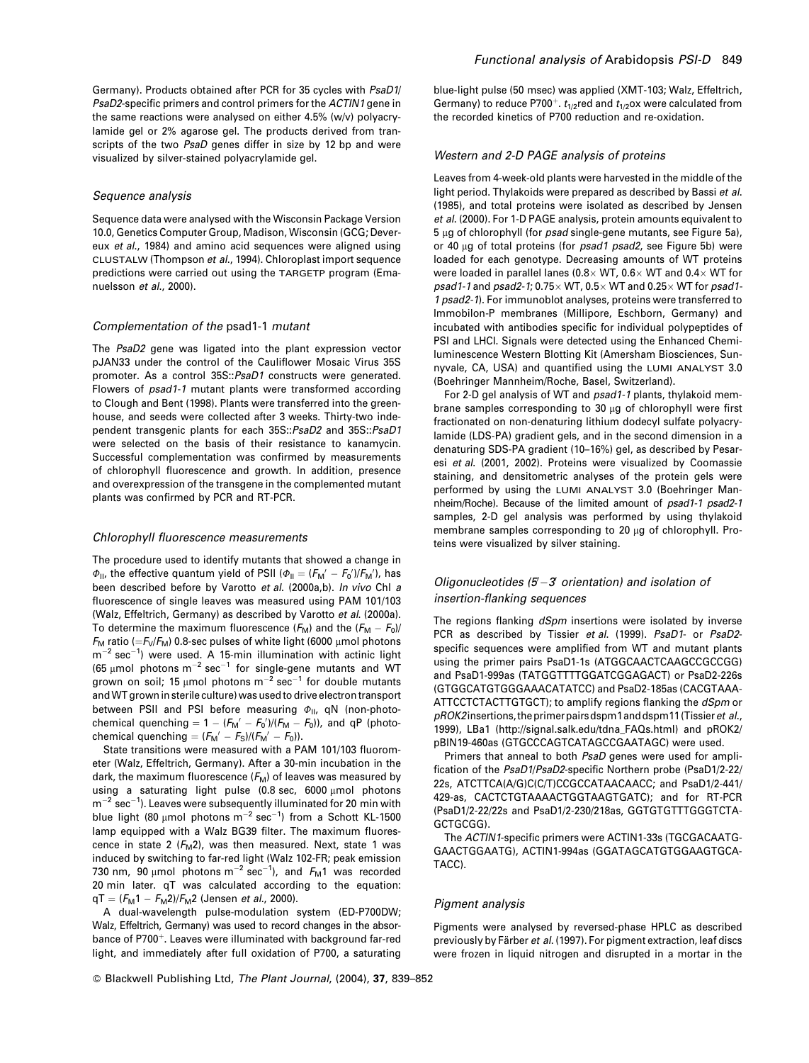Germany). Products obtained after PCR for 35 cycles with *PsaD1*/*PsaD2*-specific primers and control primers for the *ACTIN1* gene in the same reactions were analysed on either 4.5% (w/v) polyacrylamide gel or 2% agarose gel. The products derived from transcripts of the two *PsaD* genes differ in size by 12 bp and were visualized by silver-stained polyacrylamide gel.

### Sequence analysis

Sequence data were analysed with the Wisconsin Package Version 10.0, Genetics Computer Group, Madison, Wisconsin (GCG; Devereux *et al*., 1984) and amino acid sequences were aligned using CLUSTALW (Thompson *et al*., 1994). Chloroplast import sequence predictions were carried out using the TARGETP program (Emanuelsson *et al*., 2000).

### Complementation of the psad1-1 mutant

The *PsaD2* gene was ligated into the plant expression vector pJAN33 under the control of the Cauliflower Mosaic Virus 35S promoter. As a control 35S::*PsaD1* constructs were generated. Flowers of *psad1-1* mutant plants were transformed according to Clough and Bent (1998). Plants were transferred into the greenhouse, and seeds were collected after 3 weeks. Thirty-two independent transgenic plants for each 35S::*PsaD2* and 35S::*PsaD1* were selected on the basis of their resistance to kanamycin. Successful complementation was confirmed by measurements of chlorophyll fluorescence and growth. In addition, presence and overexpression of the transgene in the complemented mutant plants was confirmed by PCR and RT-PCR.

### Chlorophyll fluorescence measurements

The procedure used to identify mutants that showed a change in $\Phi_{II}$, the effective quantum yield of PSII ($\Phi_{II} = (F_M' - F_0')/F_M'$), has been described before by Varotto *et al*. (2000a,b). *In vivo* Chl *a* fluorescence of single leaves was measured using PAM 101/103 (Walz, Effeltrich, Germany) as described by Varotto *et al*. (2000a). To determine the maximum fluorescence ($F_M$) and the $(F_M - F_0)/F_M$ ratio ($=F_V/F_M$) 0.8-sec pulses of white light (6000 μmol photons $m^{-2}$ $sec^{-1}$) were used. A 15-min illumination with actinic light (65 μmol photons $m^{-2}$ $sec^{-1}$ for single-gene mutants and WT grown on soil; 15 μmol photons $m^{-2}$ $sec^{-1}$ for double mutants and WT grown in sterile culture) was used to drive electron transport between PSII and PSI before measuring $\Phi_{II}$, qN (non-photochemical quenching $= 1 - (F_M' - F_0')/(F_M - F_0)$), and qP (photochemical quenching $= (F_M' - F_S)/(F_M' - F_0)$).

State transitions were measured with a PAM 101/103 fluorometer (Walz, Effeltrich, Germany). After a 30-min incubation in the dark, the maximum fluorescence ($F_M$) of leaves was measured by using a saturating light pulse (0.8 sec, 6000 μmol photons $m^{-2}$ $sec^{-1}$). Leaves were subsequently illuminated for 20 min with blue light (80 μmol photons $m^{-2}$ $sec^{-1}$) from a Schott KL-1500 lamp equipped with a Walz BG39 filter. The maximum fluorescence in state 2 ($F_M2$), was then measured. Next, state 1 was induced by switching to far-red light (Walz 102-FR; peak emission 730 nm, 90 μmol photons $m^{-2}$ $sec^{-1}$), and $F_M1$ was recorded 20 min later. qT was calculated according to the equation: $qT = (F_M1 - F_M2)/F_M2$ (Jensen *et al*., 2000).

A dual-wavelength pulse-modulation system (ED-P700DW; Walz, Effeltrich, Germany) was used to record changes in the absorbance of $P700^+$. Leaves were illuminated with background far-red light, and immediately after full oxidation of P700, a saturating blue-light pulse (50 msec) was applied (XMT-103; Walz, Effeltrich, Germany) to reduce $P700^+$. $t_{1/2}$red and $t_{1/2}$ox were calculated from the recorded kinetics of P700 reduction and re-oxidation.

### Western and 2-D PAGE analysis of proteins

Leaves from 4-week-old plants were harvested in the middle of the light period. Thylakoids were prepared as described by Bassi *et al*. (1985), and total proteins were isolated as described by Jensen *et al*. (2000). For 1-D PAGE analysis, protein amounts equivalent to 5 μg of chlorophyll (for *psad* single-gene mutants, see Figure 5a), or 40 μg of total proteins (for *psad1 psad2*, see Figure 5b) were loaded for each genotype. Decreasing amounts of WT proteins were loaded in parallel lanes (0.8× WT, 0.6× WT and 0.4× WT for *psad1-1* and *psad2-1*; 0.75× WT, 0.5× WT and 0.25× WT for *psad1-1 psad2-1*). For immunoblot analyses, proteins were transferred to Immobilon-P membranes (Millipore, Eschborn, Germany) and incubated with antibodies specific for individual polypeptides of PSI and LHCI. Signals were detected using the Enhanced Chemiluminescence Western Blotting Kit (Amersham Biosciences, Sunnyvale, CA, USA) and quantified using the LUMI ANALYST 3.0 (Boehringer Mannheim/Roche, Basel, Switzerland).

For 2-D gel analysis of WT and *psad1-1* plants, thylakoid membrane samples corresponding to 30 μg of chlorophyll were first fractionated on non-denaturing lithium dodecyl sulfate polyacrylamide (LDS-PA) gradient gels, and in the second dimension in a denaturing SDS-PA gradient (10–16%) gel, as described by Pesaresi *et al*. (2001, 2002). Proteins were visualized by Coomassie staining, and densitometric analyses of the protein gels were performed by using the LUMI ANALYST 3.0 (Boehringer Mannheim/Roche). Because of the limited amount of *psad1-1 psad2-1* samples, 2-D gel analysis was performed by using thylakoid membrane samples corresponding to 20 μg of chlorophyll. Proteins were visualized by silver staining.

### Oligonucleotides (5′–3′ orientation) and isolation of insertion-flanking sequences

The regions flanking *dSpm* insertions were isolated by inverse PCR as described by Tissier *et al*. (1999). *PsaD1*- or *PsaD2*-specific sequences were amplified from WT and mutant plants using the primer pairs PsaD1-1s (ATGGCAACTCAAGCCGCCGG) and PsaD1-999as (TATGGTTTTGGATCGGAGACT) or PsaD2-226s (GTGGCATGTGGGAAACATATCC) and PsaD2-185as (CACGTAAAATTCCTCTACTTGTGCT); to amplify regions flanking the *dSpm* or *pROK2* insertions, the primer pairs dspm1 and dspm11 (Tissier *et al*., 1999), LBa1 (http://signal.salk.edu/tdna_FAQs.html) and pROK2/pBIN19-460as (GTGCCCAGTCATAGCCGAATAGC) were used.

Primers that anneal to both *PsaD* genes were used for amplification of the *PsaD1*/*PsaD2*-specific Northern probe (PsaD1/2-22/22s, ATCTTCA(A/G)C(C/T)CCGCCATAACAACC; and PsaD1/2-441/429-as, CACTCTGTAAAACTGGTAAGTGATC); and for RT-PCR (PsaD1/2-22/22s and PsaD1/2-230/218as, GGTGTGTTTGGGTCTAGCTGCGG).

The *ACTIN1*-specific primers were ACTIN1-33s (TGCGACAATGGAACTGGAATG), ACTIN1-994as (GGATAGCATGTGGAAGTGCATACC).

### Pigment analysis

Pigments were analysed by reversed-phase HPLC as described previously by Färber *et al*. (1997). For pigment extraction, leaf discs were frozen in liquid nitrogen and disrupted in a mortar in the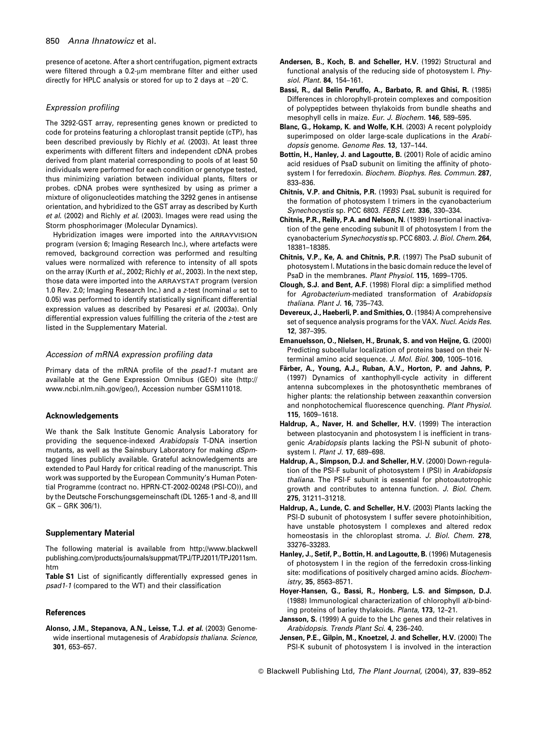presence of acetone. After a short centrifugation, pigment extracts were filtered through a 0.2-μm membrane filter and either used directly for HPLC analysis or stored for up to 2 days at −20°C.

### *Expression profiling*

The 3292-GST array, representing genes known or predicted to code for proteins featuring a chloroplast transit peptide (cTP), has been described previously by Richly *et al.* (2003). At least three experiments with different filters and independent cDNA probes derived from plant material corresponding to pools of at least 50 individuals were performed for each condition or genotype tested, thus minimizing variation between individual plants, filters or probes. cDNA probes were synthesized by using as primer a mixture of oligonucleotides matching the 3292 genes in antisense orientation, and hybridized to the GST array as described by Kurth *et al.* (2002) and Richly *et al.* (2003). Images were read using the Storm phosphorimager (Molecular Dynamics).

Hybridization images were imported into the ARRAYVISION program (version 6; Imaging Research Inc.), where artefacts were removed, background correction was performed and resulting values were normalized with reference to intensity of all spots on the array (Kurth *et al.*, 2002; Richly *et al.*, 2003). In the next step, those data were imported into the ARRAYSTAT program (version 1.0 Rev. 2.0; Imaging Research Inc.) and a *z*-test (nominal $\alpha$ set to 0.05) was performed to identify statistically significant differential expression values as described by Pesaresi *et al.* (2003a). Only differential expression values fulfilling the criteria of the *z*-test are listed in the Supplementary Material.

### *Accession of mRNA expression profiling data*

Primary data of the mRNA profile of the *psad1-1* mutant are available at the Gene Expression Omnibus (GEO) site (http://www.ncbi.nlm.nih.gov/geo/), Accession number GSM11018.

## Acknowledgements

We thank the Salk Institute Genomic Analysis Laboratory for providing the sequence-indexed *Arabidopsis* T-DNA insertion mutants, as well as the Sainsbury Laboratory for making *dSpm*-tagged lines publicly available. Grateful acknowledgements are extended to Paul Hardy for critical reading of the manuscript. This work was supported by the European Community's Human Potential Programme (contract no. HPRN-CT-2002-00248 (PSI-CO)), and by the Deutsche Forschungsgemeinschaft (DL 1265-1 and -8, and III GK – GRK 306/1).

## Supplementary Material

The following material is available from http://www.blackwellpublishing.com/products/journals/suppmat/TPJ/TPJ2011/TPJ2011sm.htm

**Table S1** List of significantly differentially expressed genes in *psad1-1* (compared to the WT) and their classification

## References

**Alonso, J.M., Stepanova, A.N., Leisse, T.J.** ***et al.*** **(2003)** Genome-wide insertional mutagenesis of *Arabidopsis thaliana*. *Science*, **301**, 653–657.

**Andersen, B., Koch, B. and Scheller, H.V. (1992)** Structural and functional analysis of the reducing side of photosystem I. *Physiol. Plant.* **84**, 154–161.

**Bassi, R., dal Belin Peruffo, A., Barbato, R. and Ghisi, R. (1985)** Differences in chlorophyll-protein complexes and composition of polypeptides between thylakoids from bundle sheaths and mesophyll cells in maize. *Eur. J. Biochem.* **146**, 589–595.

**Blanc, G., Hokamp, K. and Wolfe, K.H. (2003)** A recent polyploidy superimposed on older large-scale duplications in the *Arabidopsis* genome. *Genome Res.* **13**, 137–144.

**Bottin, H., Hanley, J. and Lagoutte, B. (2001)** Role of acidic amino acid residues of PsaD subunit on limiting the affinity of photosystem I for ferredoxin. *Biochem. Biophys. Res. Commun.* **287**, 833–836.

**Chitnis, V.P. and Chitnis, P.R. (1993)** PsaL subunit is required for the formation of photosystem I trimers in the cyanobacterium *Synechocystis* sp. PCC 6803. *FEBS Lett.* **336**, 330–334.

**Chitnis, P.R., Reilly, P.A. and Nelson, N. (1989)** Insertional inactivation of the gene encoding subunit II of photosystem I from the cyanobacterium *Synechocystis* sp. PCC 6803. *J. Biol. Chem.* **264**, 18381–18385.

**Chitnis, V.P., Ke, A. and Chitnis, P.R. (1997)** The PsaD subunit of photosystem I. Mutations in the basic domain reduce the level of PsaD in the membranes. *Plant Physiol.* **115**, 1699–1705.

**Clough, S.J. and Bent, A.F. (1998)** Floral dip: a simplified method for *Agrobacterium*-mediated transformation of *Arabidopsis thaliana*. *Plant J.* **16**, 735–743.

**Devereux, J., Haeberli, P. and Smithies, O. (1984)** A comprehensive set of sequence analysis programs for the VAX. *Nucl. Acids Res.* **12**, 387–395.

**Emanuelsson, O., Nielsen, H., Brunak, S. and von Heijne, G. (2000)** Predicting subcellular localization of proteins based on their N-terminal amino acid sequence. *J. Mol. Biol.* **300**, 1005–1016.

**Färber, A., Young, A.J., Ruban, A.V., Horton, P. and Jahns, P. (1997)** Dynamics of xanthophyll-cycle activity in different antenna subcomplexes in the photosynthetic membranes of higher plants: the relationship between zeaxanthin conversion and nonphotochemical fluorescence quenching. *Plant Physiol.* **115**, 1609–1618.

**Haldrup, A., Naver, H. and Scheller, H.V. (1999)** The interaction between plastocyanin and photosystem I is inefficient in transgenic *Arabidopsis* plants lacking the PSI-N subunit of photosystem I. *Plant J.* **17**, 689–698.

**Haldrup, A., Simpson, D.J. and Scheller, H.V. (2000)** Down-regulation of the PSI-F subunit of photosystem I (PSI) in *Arabidopsis thaliana*. The PSI-F subunit is essential for photoautotrophic growth and contributes to antenna function. *J. Biol. Chem.* **275**, 31211–31218.

**Haldrup, A., Lunde, C. and Scheller, H.V. (2003)** Plants lacking the PSI-D subunit of photosystem I suffer severe photoinhibition, have unstable photosystem I complexes and altered redox homeostasis in the chloroplast stroma. *J. Biol. Chem.* **278**, 33276–33283.

**Hanley, J., Setif, P., Bottin, H. and Lagoutte, B. (1996)** Mutagenesis of photosystem I in the region of the ferredoxin cross-linking site: modifications of positively charged amino acids. *Biochemistry*, **35**, 8563–8571.

**Hoyer-Hansen, G., Bassi, R., Honberg, L.S. and Simpson, D.J. (1988)** Immunological characterization of chlorophyll *a*/*b*-binding proteins of barley thylakoids. *Planta*, **173**, 12–21.

**Jansson, S. (1999)** A guide to the Lhc genes and their relatives in *Arabidopsis*. *Trends Plant Sci.* **4**, 236–240.

**Jensen, P.E., Gilpin, M., Knoetzel, J. and Scheller, H.V. (2000)** The PSI-K subunit of photosystem I is involved in the interaction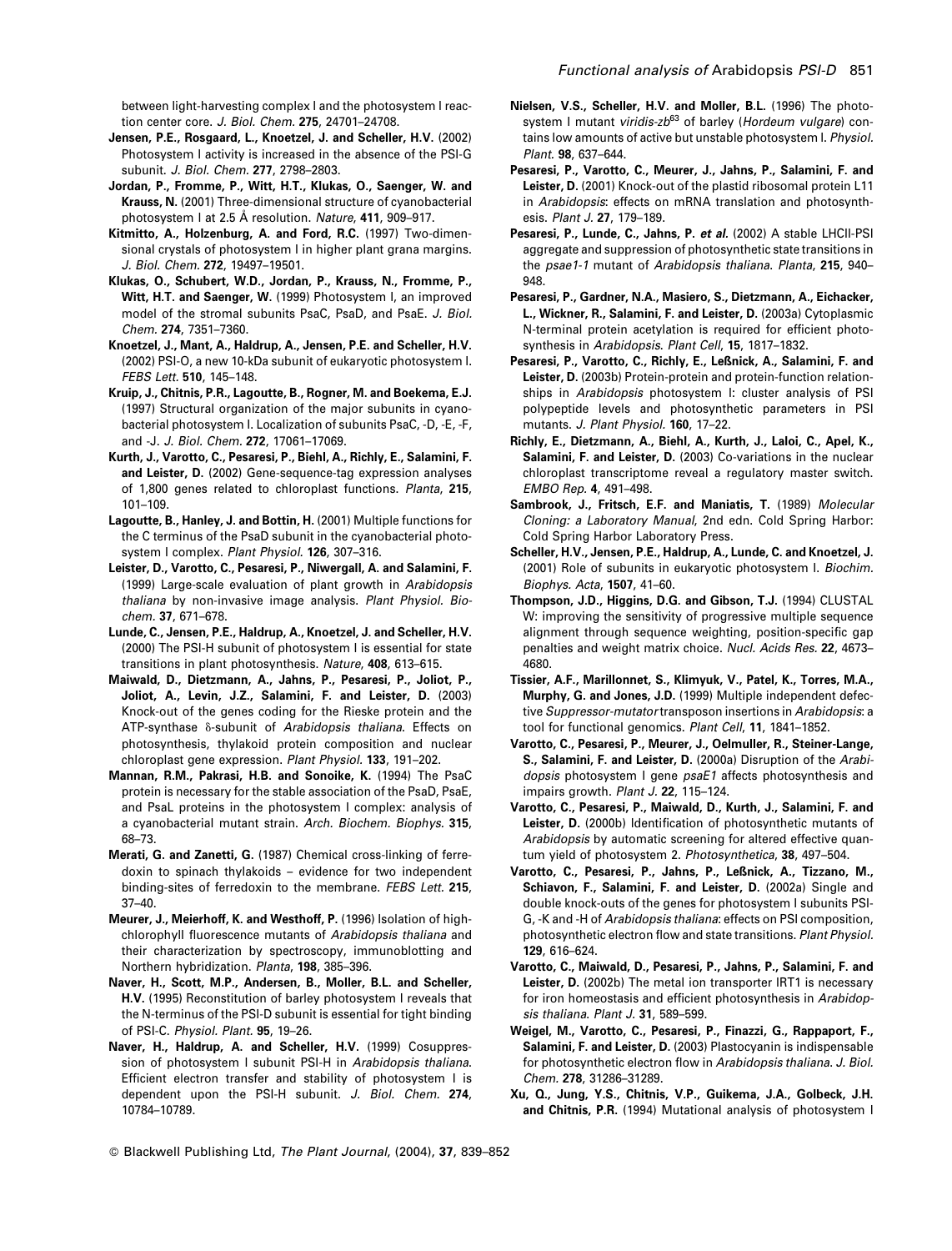between light-harvesting complex I and the photosystem I reaction center core. *J. Biol. Chem.* **275**, 24701–24708.

**Jensen, P.E., Rosgaard, L., Knoetzel, J. and Scheller, H.V.** (2002) Photosystem I activity is increased in the absence of the PSI-G subunit. *J. Biol. Chem.* **277**, 2798–2803.

**Jordan, P., Fromme, P., Witt, H.T., Klukas, O., Saenger, W. and Krauss, N.** (2001) Three-dimensional structure of cyanobacterial photosystem I at 2.5 Å resolution. *Nature*, **411**, 909–917.

**Kitmitto, A., Holzenburg, A. and Ford, R.C.** (1997) Two-dimensional crystals of photosystem I in higher plant grana margins. *J. Biol. Chem.* **272**, 19497–19501.

**Klukas, O., Schubert, W.D., Jordan, P., Krauss, N., Fromme, P., Witt, H.T. and Saenger, W.** (1999) Photosystem I, an improved model of the stromal subunits PsaC, PsaD, and PsaE. *J. Biol. Chem.* **274**, 7351–7360.

**Knoetzel, J., Mant, A., Haldrup, A., Jensen, P.E. and Scheller, H.V.** (2002) PSI-O, a new 10-kDa subunit of eukaryotic photosystem I. *FEBS Lett.* **510**, 145–148.

**Kruip, J., Chitnis, P.R., Lagoutte, B., Rogner, M. and Boekema, E.J.** (1997) Structural organization of the major subunits in cyanobacterial photosystem I. Localization of subunits PsaC, -D, -E, -F, and -J. *J. Biol. Chem.* **272**, 17061–17069.

**Kurth, J., Varotto, C., Pesaresi, P., Biehl, A., Richly, E., Salamini, F. and Leister, D.** (2002) Gene-sequence-tag expression analyses of 1,800 genes related to chloroplast functions. *Planta*, **215**, 101–109.

**Lagoutte, B., Hanley, J. and Bottin, H.** (2001) Multiple functions for the C terminus of the PsaD subunit in the cyanobacterial photosystem I complex. *Plant Physiol.* **126**, 307–316.

**Leister, D., Varotto, C., Pesaresi, P., Niwergall, A. and Salamini, F.** (1999) Large-scale evaluation of plant growth in *Arabidopsis thaliana* by non-invasive image analysis. *Plant Physiol. Biochem.* **37**, 671–678.

**Lunde, C., Jensen, P.E., Haldrup, A., Knoetzel, J. and Scheller, H.V.** (2000) The PSI-H subunit of photosystem I is essential for state transitions in plant photosynthesis. *Nature*, **408**, 613–615.

**Maiwald, D., Dietzmann, A., Jahns, P., Pesaresi, P., Joliot, P., Joliot, A., Levin, J.Z., Salamini, F. and Leister, D.** (2003) Knock-out of the genes coding for the Rieske protein and the ATP-synthase δ-subunit of *Arabidopsis thaliana*. Effects on photosynthesis, thylakoid protein composition and nuclear chloroplast gene expression. *Plant Physiol.* **133**, 191–202.

**Mannan, R.M., Pakrasi, H.B. and Sonoike, K.** (1994) The PsaC protein is necessary for the stable association of the PsaD, PsaE, and PsaL proteins in the photosystem I complex: analysis of a cyanobacterial mutant strain. *Arch. Biochem. Biophys.* **315**, 68–73.

**Merati, G. and Zanetti, G.** (1987) Chemical cross-linking of ferredoxin to spinach thylakoids – evidence for two independent binding-sites of ferredoxin to the membrane. *FEBS Lett.* **215**, 37–40.

**Meurer, J., Meierhoff, K. and Westhoff, P.** (1996) Isolation of high-chlorophyll fluorescence mutants of *Arabidopsis thaliana* and their characterization by spectroscopy, immunoblotting and Northern hybridization. *Planta*, **198**, 385–396.

**Naver, H., Scott, M.P., Andersen, B., Moller, B.L. and Scheller, H.V.** (1995) Reconstitution of barley photosystem I reveals that the N-terminus of the PSI-D subunit is essential for tight binding of PSI-C. *Physiol. Plant.* **95**, 19–26.

**Naver, H., Haldrup, A. and Scheller, H.V.** (1999) Cosuppression of photosystem I subunit PSI-H in *Arabidopsis thaliana*. Efficient electron transfer and stability of photosystem I is dependent upon the PSI-H subunit. *J. Biol. Chem.* **274**, 10784–10789.

**Nielsen, V.S., Scheller, H.V. and Moller, B.L.** (1996) The photosystem I mutant *viridis-zb*[63] of barley (*Hordeum vulgare*) contains low amounts of active but unstable photosystem I. *Physiol. Plant.* **98**, 637–644.

**Pesaresi, P., Varotto, C., Meurer, J., Jahns, P., Salamini, F. and Leister, D.** (2001) Knock-out of the plastid ribosomal protein L11 in *Arabidopsis*: effects on mRNA translation and photosynthesis. *Plant J.* **27**, 179–189.

**Pesaresi, P., Lunde, C., Jahns, P. *et al.*** (2002) A stable LHCII-PSI aggregate and suppression of photosynthetic state transitions in the *psae1-1* mutant of *Arabidopsis thaliana*. *Planta*, **215**, 940–948.

**Pesaresi, P., Gardner, N.A., Masiero, S., Dietzmann, A., Eichacker, L., Wickner, R., Salamini, F. and Leister, D.** (2003a) Cytoplasmic N-terminal protein acetylation is required for efficient photosynthesis in *Arabidopsis*. *Plant Cell*, **15**, 1817–1832.

**Pesaresi, P., Varotto, C., Richly, E., Leßnick, A., Salamini, F. and Leister, D.** (2003b) Protein-protein and protein-function relationships in *Arabidopsis* photosystem I: cluster analysis of PSI polypeptide levels and photosynthetic parameters in PSI mutants. *J. Plant Physiol.* **160**, 17–22.

**Richly, E., Dietzmann, A., Biehl, A., Kurth, J., Laloi, C., Apel, K., Salamini, F. and Leister, D.** (2003) Co-variations in the nuclear chloroplast transcriptome reveal a regulatory master switch. *EMBO Rep.* **4**, 491–498.

**Sambrook, J., Fritsch, E.F. and Maniatis, T.** (1989) *Molecular Cloning: a Laboratory Manual*, 2nd edn. Cold Spring Harbor: Cold Spring Harbor Laboratory Press.

**Scheller, H.V., Jensen, P.E., Haldrup, A., Lunde, C. and Knoetzel, J.** (2001) Role of subunits in eukaryotic photosystem I. *Biochim. Biophys. Acta*, **1507**, 41–60.

**Thompson, J.D., Higgins, D.G. and Gibson, T.J.** (1994) CLUSTAL W: improving the sensitivity of progressive multiple sequence alignment through sequence weighting, position-specific gap penalties and weight matrix choice. *Nucl. Acids Res.* **22**, 4673–4680.

**Tissier, A.F., Marillonnet, S., Klimyuk, V., Patel, K., Torres, M.A., Murphy, G. and Jones, J.D.** (1999) Multiple independent defective *Suppressor-mutator* transposon insertions in *Arabidopsis*: a tool for functional genomics. *Plant Cell*, **11**, 1841–1852.

**Varotto, C., Pesaresi, P., Meurer, J., Oelmuller, R., Steiner-Lange, S., Salamini, F. and Leister, D.** (2000a) Disruption of the *Arabidopsis* photosystem I gene *psaE1* affects photosynthesis and impairs growth. *Plant J.* **22**, 115–124.

**Varotto, C., Pesaresi, P., Maiwald, D., Kurth, J., Salamini, F. and Leister, D.** (2000b) Identification of photosynthetic mutants of *Arabidopsis* by automatic screening for altered effective quantum yield of photosystem 2. *Photosynthetica*, **38**, 497–504.

**Varotto, C., Pesaresi, P., Jahns, P., Leßnick, A., Tizzano, M., Schiavon, F., Salamini, F. and Leister, D.** (2002a) Single and double knock-outs of the genes for photosystem I subunits PSI-G, -K and -H of *Arabidopsis thaliana*: effects on PSI composition, photosynthetic electron flow and state transitions. *Plant Physiol.* **129**, 616–624.

**Varotto, C., Maiwald, D., Pesaresi, P., Jahns, P., Salamini, F. and Leister, D.** (2002b) The metal ion transporter IRT1 is necessary for iron homeostasis and efficient photosynthesis in *Arabidopsis thaliana*. *Plant J.* **31**, 589–599.

**Weigel, M., Varotto, C., Pesaresi, P., Finazzi, G., Rappaport, F., Salamini, F. and Leister, D.** (2003) Plastocyanin is indispensable for photosynthetic electron flow in *Arabidopsis thaliana*. *J. Biol. Chem.* **278**, 31286–31289.

**Xu, Q., Jung, Y.S., Chitnis, V.P., Guikema, J.A., Golbeck, J.H. and Chitnis, P.R.** (1994) Mutational analysis of photosystem I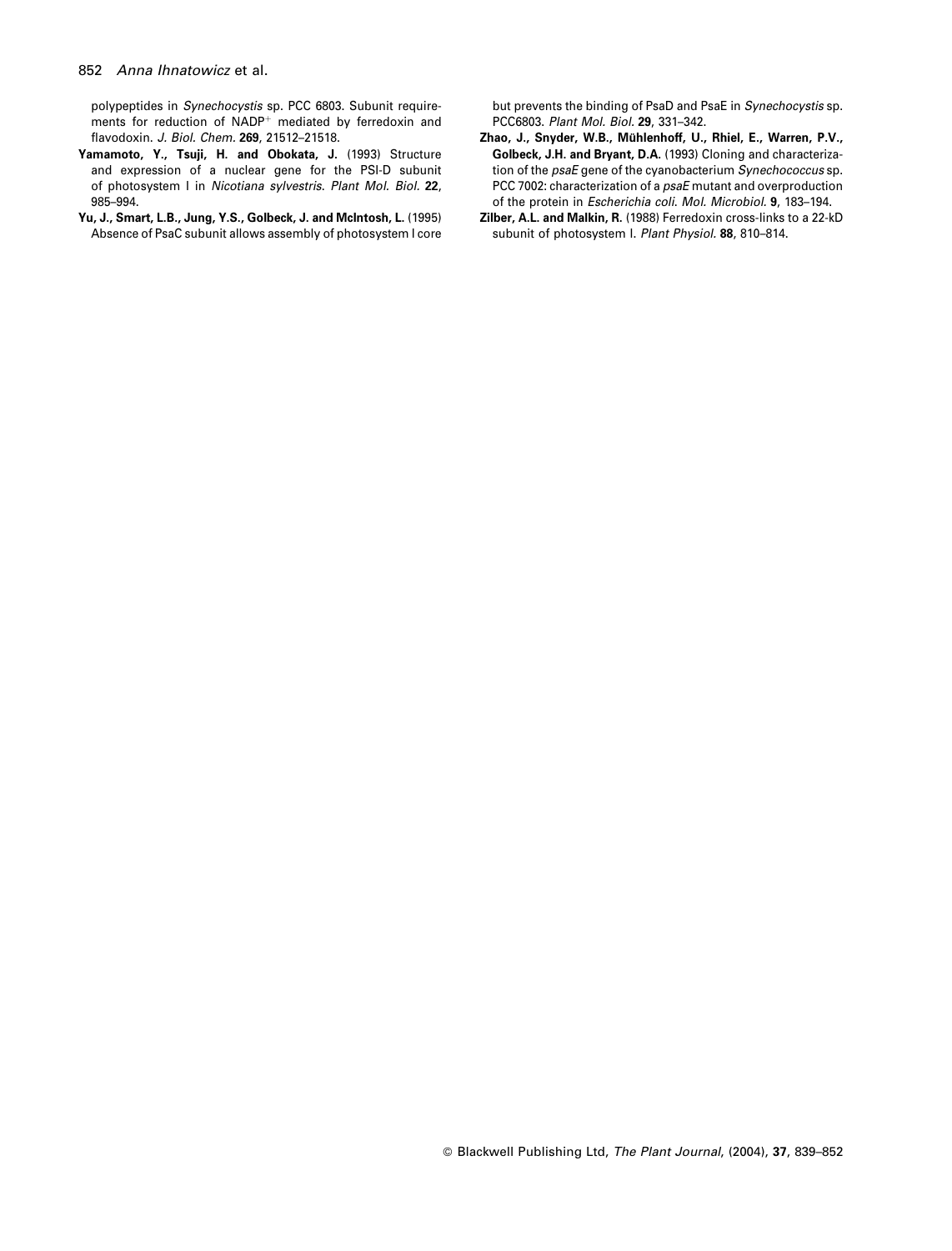polypeptides in *Synechocystis* sp. PCC 6803. Subunit requirements for reduction of $NADP^+$ mediated by ferredoxin and flavodoxin. *J. Biol. Chem.* **269**, 21512–21518.

**Yamamoto, Y., Tsuji, H. and Obokata, J.** (1993) Structure and expression of a nuclear gene for the PSI-D subunit of photosystem I in *Nicotiana sylvestris*. *Plant Mol. Biol.* **22**, 985–994.

**Yu, J., Smart, L.B., Jung, Y.S., Golbeck, J. and McIntosh, L.** (1995) Absence of PsaC subunit allows assembly of photosystem I core but prevents the binding of PsaD and PsaE in *Synechocystis* sp. PCC6803. *Plant Mol. Biol.* **29**, 331–342.

**Zhao, J., Snyder, W.B., Mühlenhoff, U., Rhiel, E., Warren, P.V., Golbeck, J.H. and Bryant, D.A.** (1993) Cloning and characterization of the *psaE* gene of the cyanobacterium *Synechococcus* sp. PCC 7002: characterization of a *psaE* mutant and overproduction of the protein in *Escherichia coli*. *Mol. Microbiol.* **9**, 183–194.

**Zilber, A.L. and Malkin, R.** (1988) Ferredoxin cross-links to a 22-kD subunit of photosystem I. *Plant Physiol.* **88**, 810–814.